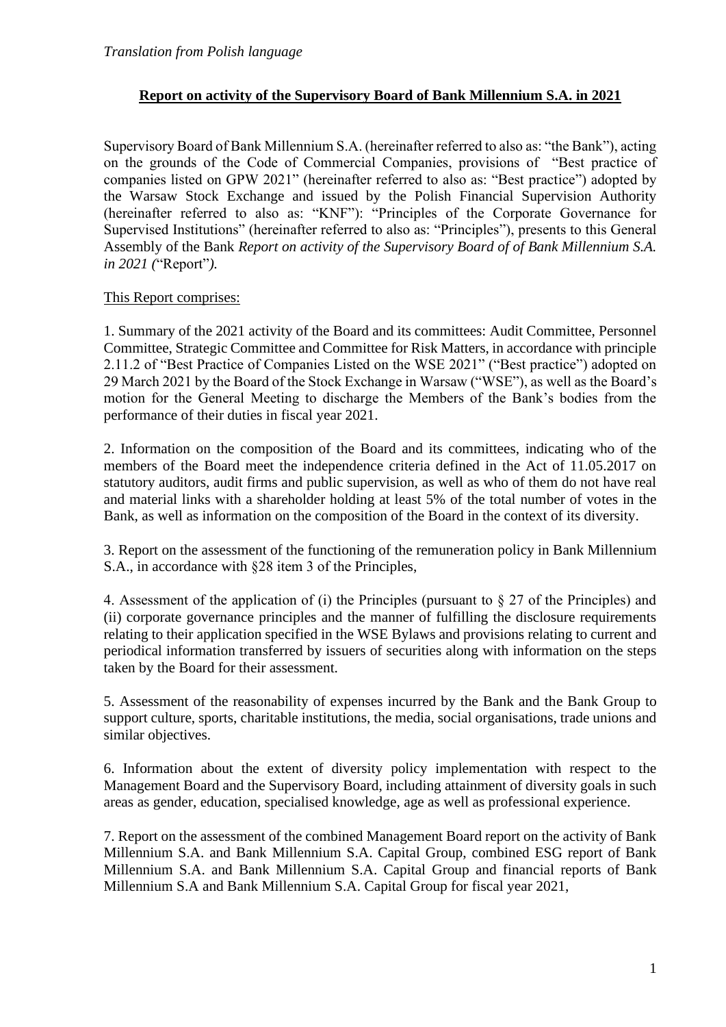*Translation from Polish language*

**Report on activity of the Supervisory Board of Bank Millennium S.A. in 2021**

Supervisory Board of Bank Millennium S.A. (hereinafter referred to also as: "the Bank"), acting on the grounds of the Code of Commercial Companies, provisions of "Best practice of companies listed on GPW 2021" (hereinafter referred to also as: "Best practice") adopted by the Warsaw Stock Exchange and issued by the Polish Financial Supervision Authority (hereinafter referred to also as: "KNF"): "Principles of the Corporate Governance for Supervised Institutions" (hereinafter referred to also as: "Principles"), presents to this General Assembly of the Bank *Report on activity of the Supervisory Board of of Bank Millennium S.A. in 2021 (*"Report"*).*

This Report comprises:

1. Summary of the 2021 activity of the Board and its committees: Audit Committee, Personnel Committee, Strategic Committee and Committee for Risk Matters, in accordance with principle 2.11.2 of "Best Practice of Companies Listed on the WSE 2021" ("Best practice") adopted on 29 March 2021 by the Board of the Stock Exchange in Warsaw ("WSE"), as well as the Board's motion for the General Meeting to discharge the Members of the Bank's bodies from the performance of their duties in fiscal year 2021.

2. Information on the composition of the Board and its committees, indicating who of the members of the Board meet the independence criteria defined in the Act of 11.05.2017 on statutory auditors, audit firms and public supervision, as well as who of them do not have real and material links with a shareholder holding at least 5% of the total number of votes in the Bank, as well as information on the composition of the Board in the context of its diversity.

3. Report on the assessment of the functioning of the remuneration policy in Bank Millennium S.A., in accordance with §28 item 3 of the Principles,

4. Assessment of the application of (i) the Principles (pursuant to § 27 of the Principles) and (ii) corporate governance principles and the manner of fulfilling the disclosure requirements relating to their application specified in the WSE Bylaws and provisions relating to current and periodical information transferred by issuers of securities along with information on the steps taken by the Board for their assessment.

5. Assessment of the reasonability of expenses incurred by the Bank and the Bank Group to support culture, sports, charitable institutions, the media, social organisations, trade unions and similar objectives.

6. Information about the extent of diversity policy implementation with respect to the Management Board and the Supervisory Board, including attainment of diversity goals in such areas as gender, education, specialised knowledge, age as well as professional experience.

7. Report on the assessment of the combined Management Board report on the activity of Bank Millennium S.A. and Bank Millennium S.A. Capital Group, combined ESG report of Bank Millennium S.A. and Bank Millennium S.A. Capital Group and financial reports of Bank Millennium S.A and Bank Millennium S.A. Capital Group for fiscal year 2021,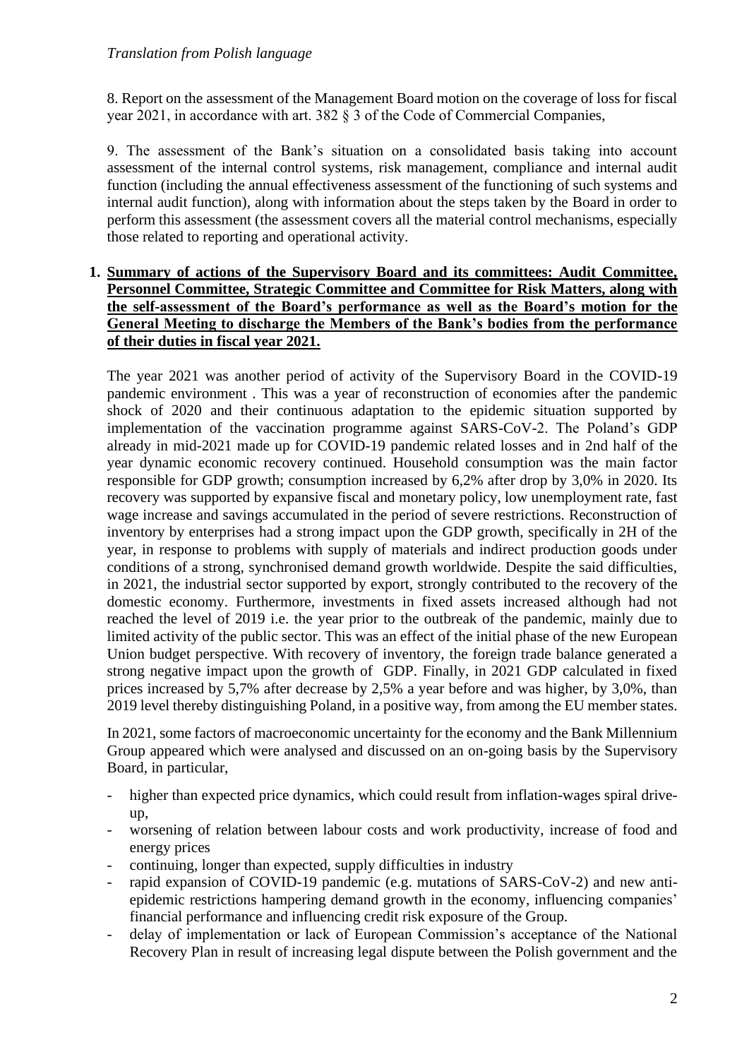*Translation from Polish language*

8. Report on the assessment of the Management Board motion on the coverage of loss for fiscal year 2021, in accordance with art. 382 § 3 of the Code of Commercial Companies,

9. The assessment of the Bank's situation on a consolidated basis taking into account assessment of the internal control systems, risk management, compliance and internal audit function (including the annual effectiveness assessment of the functioning of such systems and internal audit function), along with information about the steps taken by the Board in order to perform this assessment (the assessment covers all the material control mechanisms, especially those related to reporting and operational activity.

## 1. Summary of actions of the Supervisory Board and its committees: Audit Committee, Personnel Committee, Strategic Committee and Committee for Risk Matters, along with the self-assessment of the Board's performance as well as the Board's motion for the General Meeting to discharge the Members of the Bank's bodies from the performance of their duties in fiscal year 2021.

The year 2021 was another period of activity of the Supervisory Board in the COVID-19 pandemic environment . This was a year of reconstruction of economies after the pandemic shock of 2020 and their continuous adaptation to the epidemic situation supported by implementation of the vaccination programme against SARS-CoV-2. The Poland's GDP already in mid-2021 made up for COVID-19 pandemic related losses and in 2nd half of the year dynamic economic recovery continued. Household consumption was the main factor responsible for GDP growth; consumption increased by 6,2% after drop by 3,0% in 2020. Its recovery was supported by expansive fiscal and monetary policy, low unemployment rate, fast wage increase and savings accumulated in the period of severe restrictions. Reconstruction of inventory by enterprises had a strong impact upon the GDP growth, specifically in 2H of the year, in response to problems with supply of materials and indirect production goods under conditions of a strong, synchronised demand growth worldwide. Despite the said difficulties, in 2021, the industrial sector supported by export, strongly contributed to the recovery of the domestic economy. Furthermore, investments in fixed assets increased although had not reached the level of 2019 i.e. the year prior to the outbreak of the pandemic, mainly due to limited activity of the public sector. This was an effect of the initial phase of the new European Union budget perspective. With recovery of inventory, the foreign trade balance generated a strong negative impact upon the growth of GDP. Finally, in 2021 GDP calculated in fixed prices increased by 5,7% after decrease by 2,5% a year before and was higher, by 3,0%, than 2019 level thereby distinguishing Poland, in a positive way, from among the EU member states.

In 2021, some factors of macroeconomic uncertainty for the economy and the Bank Millennium Group appeared which were analysed and discussed on an on-going basis by the Supervisory Board, in particular,

- higher than expected price dynamics, which could result from inflation-wages spiral drive-up,
- worsening of relation between labour costs and work productivity, increase of food and energy prices
- continuing, longer than expected, supply difficulties in industry
- rapid expansion of COVID-19 pandemic (e.g. mutations of SARS-CoV-2) and new anti-epidemic restrictions hampering demand growth in the economy, influencing companies' financial performance and influencing credit risk exposure of the Group.
- delay of implementation or lack of European Commission's acceptance of the National Recovery Plan in result of increasing legal dispute between the Polish government and the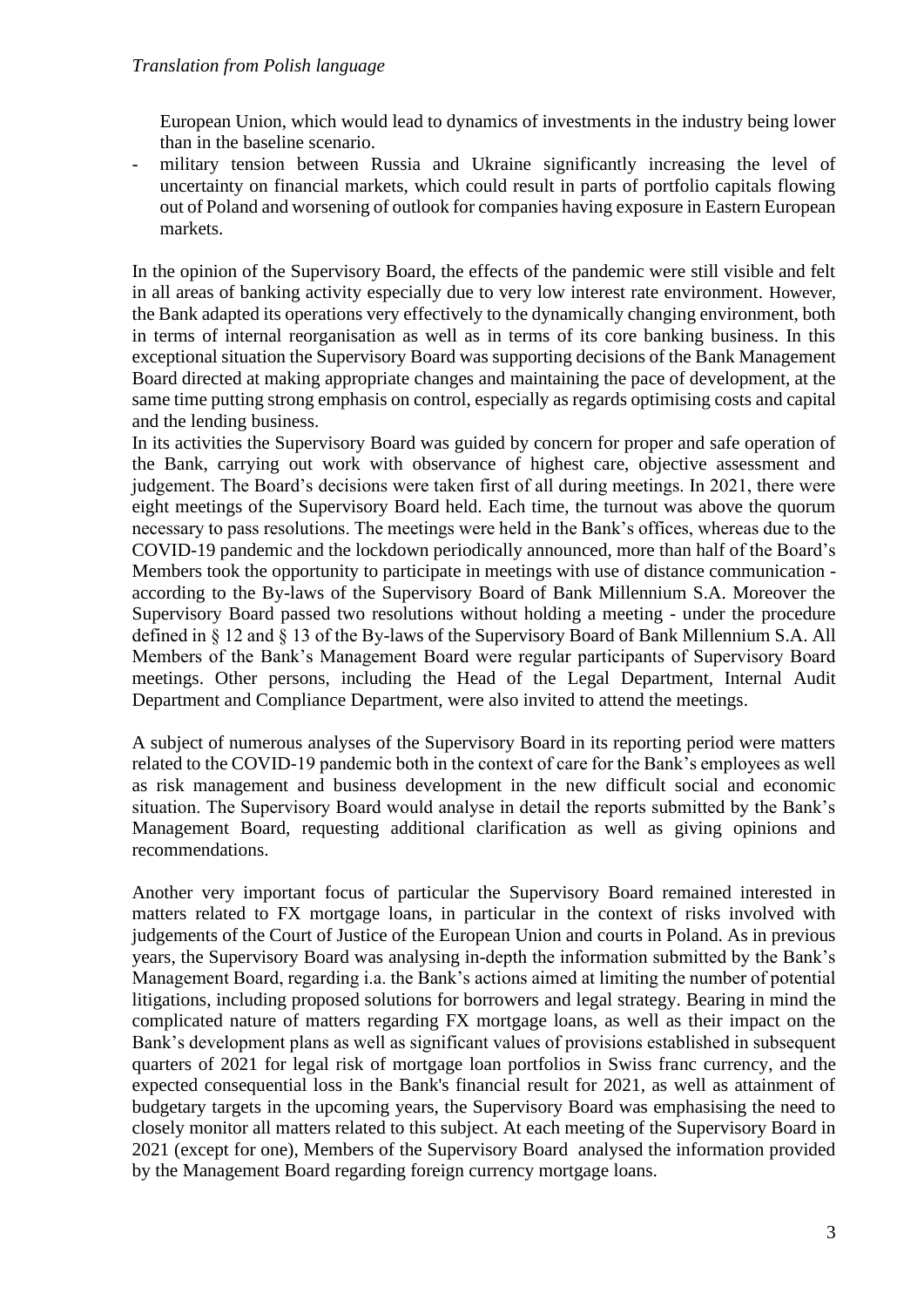European Union, which would lead to dynamics of investments in the industry being lower than in the baseline scenario.

- military tension between Russia and Ukraine significantly increasing the level of uncertainty on financial markets, which could result in parts of portfolio capitals flowing out of Poland and worsening of outlook for companies having exposure in Eastern European markets.

In the opinion of the Supervisory Board, the effects of the pandemic were still visible and felt in all areas of banking activity especially due to very low interest rate environment. However, the Bank adapted its operations very effectively to the dynamically changing environment, both in terms of internal reorganisation as well as in terms of its core banking business. In this exceptional situation the Supervisory Board was supporting decisions of the Bank Management Board directed at making appropriate changes and maintaining the pace of development, at the same time putting strong emphasis on control, especially as regards optimising costs and capital and the lending business.

In its activities the Supervisory Board was guided by concern for proper and safe operation of the Bank, carrying out work with observance of highest care, objective assessment and judgement. The Board's decisions were taken first of all during meetings. In 2021, there were eight meetings of the Supervisory Board held. Each time, the turnout was above the quorum necessary to pass resolutions. The meetings were held in the Bank's offices, whereas due to the COVID-19 pandemic and the lockdown periodically announced, more than half of the Board's Members took the opportunity to participate in meetings with use of distance communication - according to the By-laws of the Supervisory Board of Bank Millennium S.A. Moreover the Supervisory Board passed two resolutions without holding a meeting - under the procedure defined in § 12 and § 13 of the By-laws of the Supervisory Board of Bank Millennium S.A. All Members of the Bank's Management Board were regular participants of Supervisory Board meetings. Other persons, including the Head of the Legal Department, Internal Audit Department and Compliance Department, were also invited to attend the meetings.

A subject of numerous analyses of the Supervisory Board in its reporting period were matters related to the COVID-19 pandemic both in the context of care for the Bank's employees as well as risk management and business development in the new difficult social and economic situation. The Supervisory Board would analyse in detail the reports submitted by the Bank's Management Board, requesting additional clarification as well as giving opinions and recommendations.

Another very important focus of particular the Supervisory Board remained interested in matters related to FX mortgage loans, in particular in the context of risks involved with judgements of the Court of Justice of the European Union and courts in Poland. As in previous years, the Supervisory Board was analysing in-depth the information submitted by the Bank's Management Board, regarding i.a. the Bank's actions aimed at limiting the number of potential litigations, including proposed solutions for borrowers and legal strategy. Bearing in mind the complicated nature of matters regarding FX mortgage loans, as well as their impact on the Bank's development plans as well as significant values of provisions established in subsequent quarters of 2021 for legal risk of mortgage loan portfolios in Swiss franc currency, and the expected consequential loss in the Bank's financial result for 2021, as well as attainment of budgetary targets in the upcoming years, the Supervisory Board was emphasising the need to closely monitor all matters related to this subject. At each meeting of the Supervisory Board in 2021 (except for one), Members of the Supervisory Board analysed the information provided by the Management Board regarding foreign currency mortgage loans.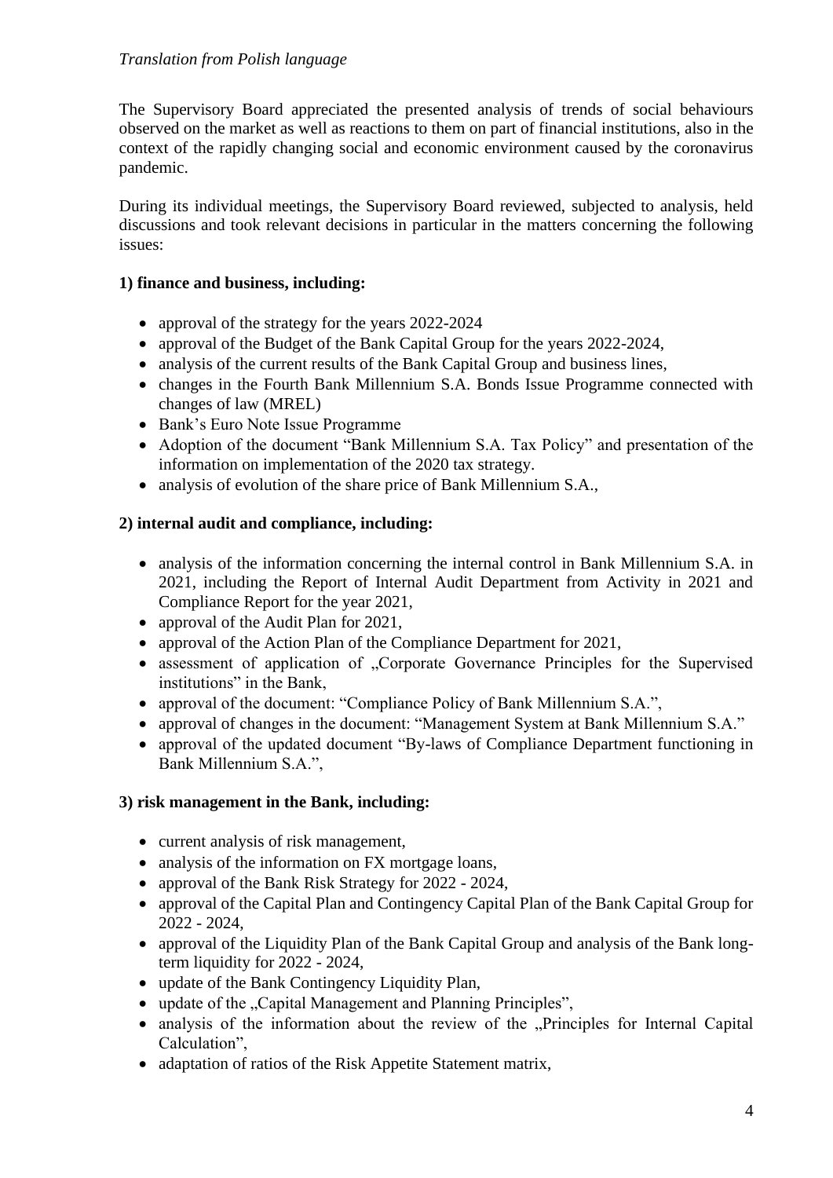*Translation from Polish language*

The Supervisory Board appreciated the presented analysis of trends of social behaviours observed on the market as well as reactions to them on part of financial institutions, also in the context of the rapidly changing social and economic environment caused by the coronavirus pandemic.

During its individual meetings, the Supervisory Board reviewed, subjected to analysis, held discussions and took relevant decisions in particular in the matters concerning the following issues:

**1) finance and business, including:**

- approval of the strategy for the years 2022-2024
- approval of the Budget of the Bank Capital Group for the years 2022-2024,
- analysis of the current results of the Bank Capital Group and business lines,
- changes in the Fourth Bank Millennium S.A. Bonds Issue Programme connected with changes of law (MREL)
- Bank's Euro Note Issue Programme
- Adoption of the document "Bank Millennium S.A. Tax Policy" and presentation of the information on implementation of the 2020 tax strategy.
- analysis of evolution of the share price of Bank Millennium S.A.,

**2) internal audit and compliance, including:**

- analysis of the information concerning the internal control in Bank Millennium S.A. in 2021, including the Report of Internal Audit Department from Activity in 2021 and Compliance Report for the year 2021,
- approval of the Audit Plan for 2021,
- approval of the Action Plan of the Compliance Department for 2021,
- assessment of application of „Corporate Governance Principles for the Supervised institutions" in the Bank,
- approval of the document: "Compliance Policy of Bank Millennium S.A.",
- approval of changes in the document: "Management System at Bank Millennium S.A."
- approval of the updated document "By-laws of Compliance Department functioning in Bank Millennium S.A.",

**3) risk management in the Bank, including:**

- current analysis of risk management,
- analysis of the information on FX mortgage loans,
- approval of the Bank Risk Strategy for 2022 - 2024,
- approval of the Capital Plan and Contingency Capital Plan of the Bank Capital Group for 2022 - 2024,
- approval of the Liquidity Plan of the Bank Capital Group and analysis of the Bank long-term liquidity for 2022 - 2024,
- update of the Bank Contingency Liquidity Plan,
- update of the „Capital Management and Planning Principles",
- analysis of the information about the review of the „Principles for Internal Capital Calculation",
- adaptation of ratios of the Risk Appetite Statement matrix,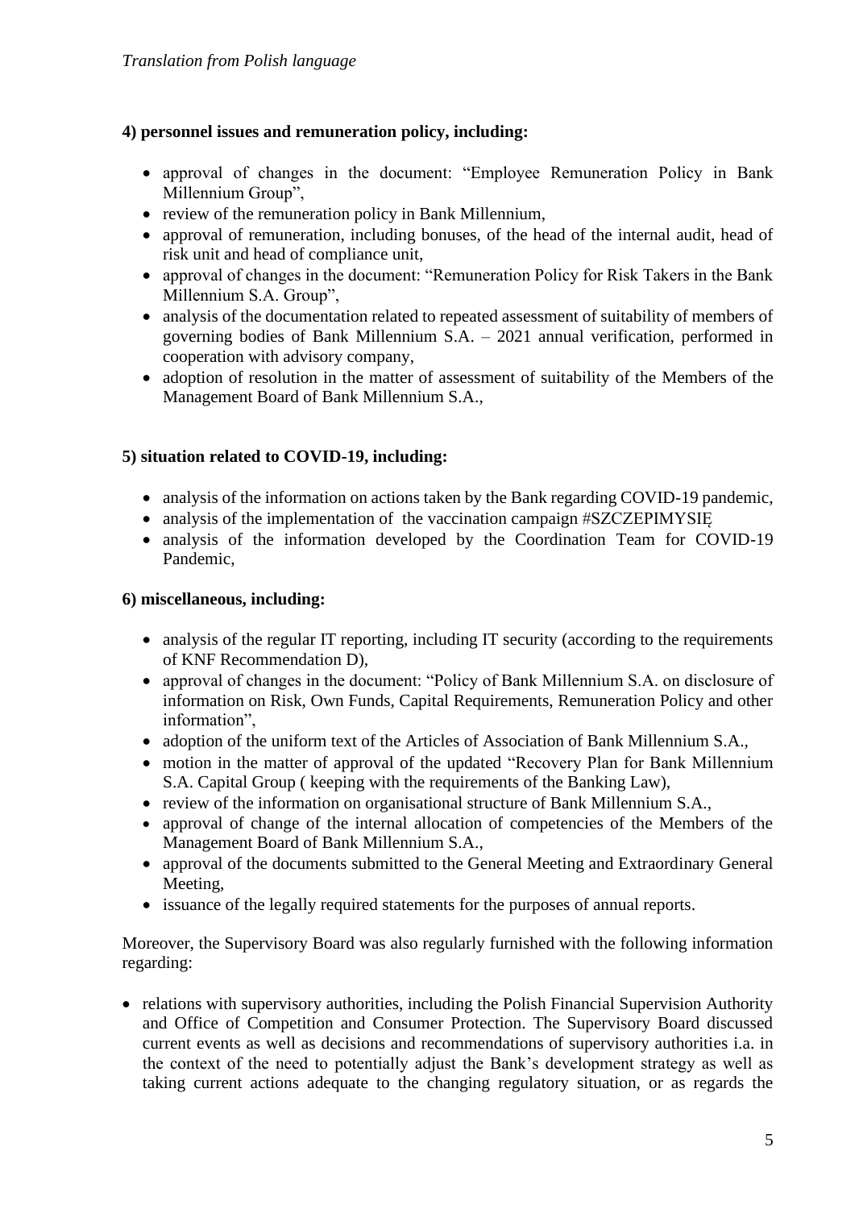*Translation from Polish language*

**4) personnel issues and remuneration policy, including:**

- approval of changes in the document: "Employee Remuneration Policy in Bank Millennium Group",
- review of the remuneration policy in Bank Millennium,
- approval of remuneration, including bonuses, of the head of the internal audit, head of risk unit and head of compliance unit,
- approval of changes in the document: "Remuneration Policy for Risk Takers in the Bank Millennium S.A. Group",
- analysis of the documentation related to repeated assessment of suitability of members of governing bodies of Bank Millennium S.A. – 2021 annual verification, performed in cooperation with advisory company,
- adoption of resolution in the matter of assessment of suitability of the Members of the Management Board of Bank Millennium S.A.,

**5) situation related to COVID-19, including:**

- analysis of the information on actions taken by the Bank regarding COVID-19 pandemic,
- analysis of the implementation of the vaccination campaign #SZCZEPIMYSIĘ
- analysis of the information developed by the Coordination Team for COVID-19 Pandemic,

**6) miscellaneous, including:**

- analysis of the regular IT reporting, including IT security (according to the requirements of KNF Recommendation D),
- approval of changes in the document: "Policy of Bank Millennium S.A. on disclosure of information on Risk, Own Funds, Capital Requirements, Remuneration Policy and other information",
- adoption of the uniform text of the Articles of Association of Bank Millennium S.A.,
- motion in the matter of approval of the updated "Recovery Plan for Bank Millennium S.A. Capital Group ( keeping with the requirements of the Banking Law),
- review of the information on organisational structure of Bank Millennium S.A.,
- approval of change of the internal allocation of competencies of the Members of the Management Board of Bank Millennium S.A.,
- approval of the documents submitted to the General Meeting and Extraordinary General Meeting,
- issuance of the legally required statements for the purposes of annual reports.

Moreover, the Supervisory Board was also regularly furnished with the following information regarding:

- relations with supervisory authorities, including the Polish Financial Supervision Authority and Office of Competition and Consumer Protection. The Supervisory Board discussed current events as well as decisions and recommendations of supervisory authorities i.a. in the context of the need to potentially adjust the Bank's development strategy as well as taking current actions adequate to the changing regulatory situation, or as regards the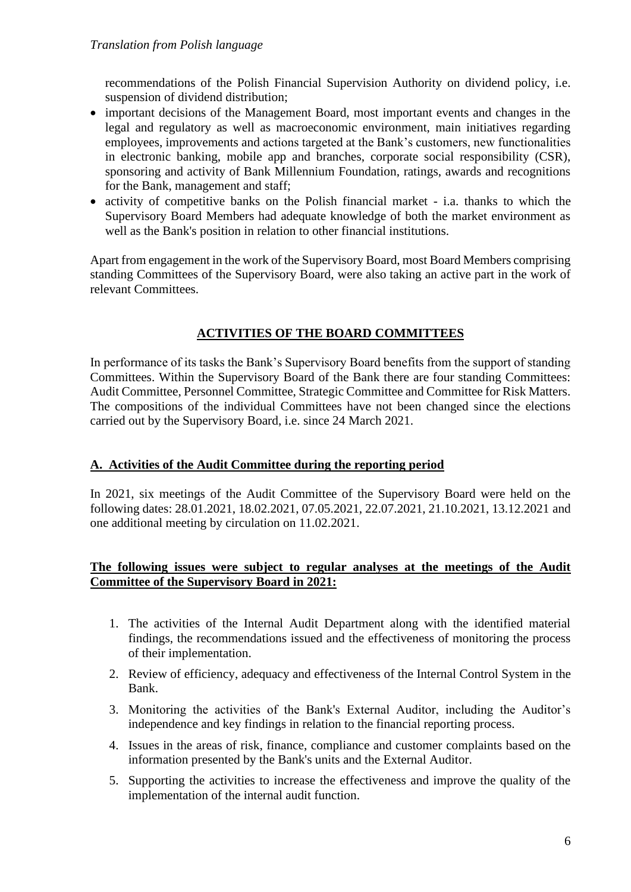*Translation from Polish language*

recommendations of the Polish Financial Supervision Authority on dividend policy, i.e. suspension of dividend distribution;

- important decisions of the Management Board, most important events and changes in the legal and regulatory as well as macroeconomic environment, main initiatives regarding employees, improvements and actions targeted at the Bank's customers, new functionalities in electronic banking, mobile app and branches, corporate social responsibility (CSR), sponsoring and activity of Bank Millennium Foundation, ratings, awards and recognitions for the Bank, management and staff;
- activity of competitive banks on the Polish financial market - i.a. thanks to which the Supervisory Board Members had adequate knowledge of both the market environment as well as the Bank's position in relation to other financial institutions.

Apart from engagement in the work of the Supervisory Board, most Board Members comprising standing Committees of the Supervisory Board, were also taking an active part in the work of relevant Committees.

## ACTIVITIES OF THE BOARD COMMITTEES

In performance of its tasks the Bank's Supervisory Board benefits from the support of standing Committees. Within the Supervisory Board of the Bank there are four standing Committees: Audit Committee, Personnel Committee, Strategic Committee and Committee for Risk Matters. The compositions of the individual Committees have not been changed since the elections carried out by the Supervisory Board, i.e. since 24 March 2021.

### A. Activities of the Audit Committee during the reporting period

In 2021, six meetings of the Audit Committee of the Supervisory Board were held on the following dates: 28.01.2021, 18.02.2021, 07.05.2021, 22.07.2021, 21.10.2021, 13.12.2021 and one additional meeting by circulation on 11.02.2021.

**The following issues were subject to regular analyses at the meetings of the Audit Committee of the Supervisory Board in 2021:**

1. The activities of the Internal Audit Department along with the identified material findings, the recommendations issued and the effectiveness of monitoring the process of their implementation.
2. Review of efficiency, adequacy and effectiveness of the Internal Control System in the Bank.
3. Monitoring the activities of the Bank's External Auditor, including the Auditor's independence and key findings in relation to the financial reporting process.
4. Issues in the areas of risk, finance, compliance and customer complaints based on the information presented by the Bank's units and the External Auditor.
5. Supporting the activities to increase the effectiveness and improve the quality of the implementation of the internal audit function.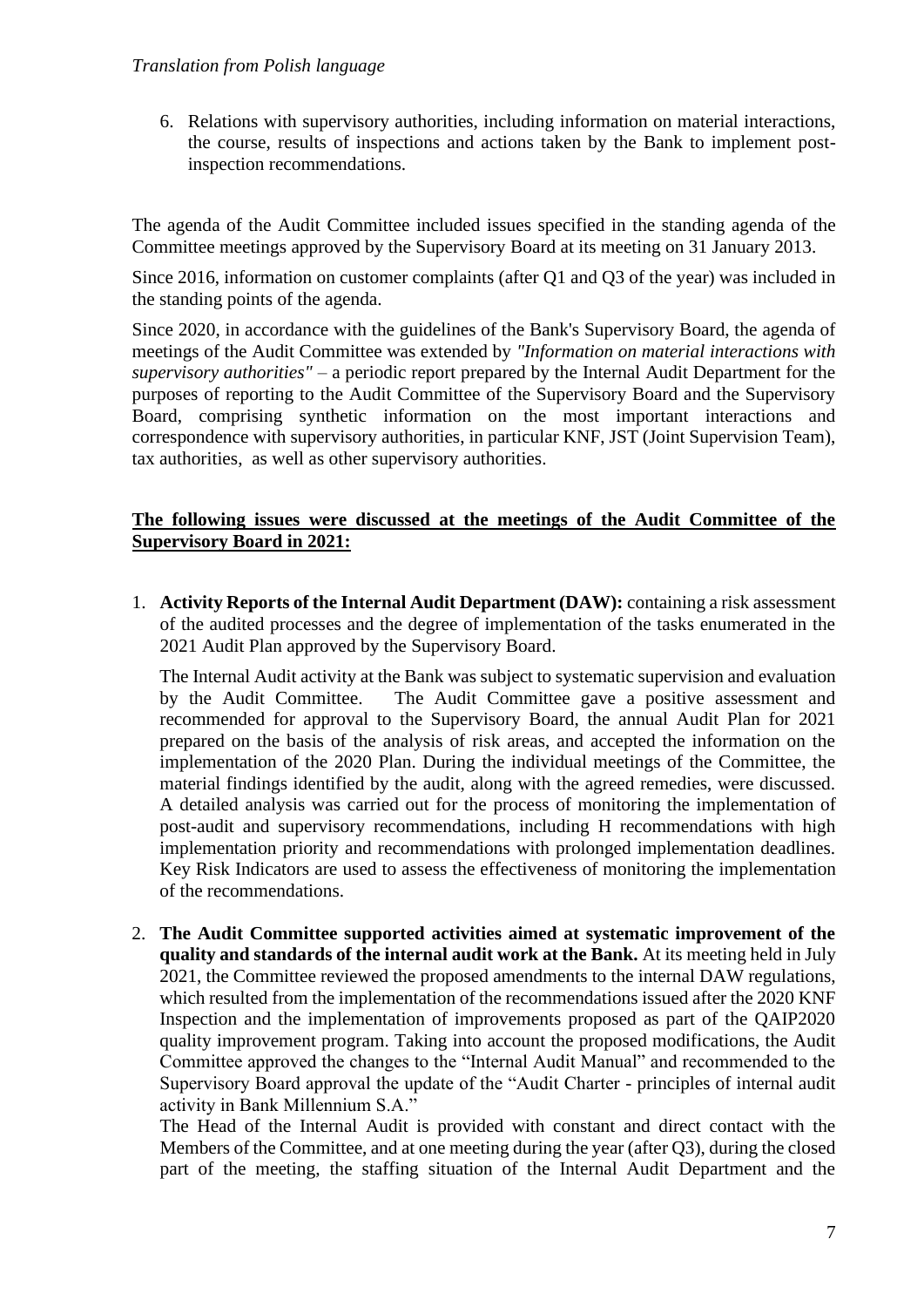*Translation from Polish language*

6. Relations with supervisory authorities, including information on material interactions, the course, results of inspections and actions taken by the Bank to implement post-inspection recommendations.

The agenda of the Audit Committee included issues specified in the standing agenda of the Committee meetings approved by the Supervisory Board at its meeting on 31 January 2013.

Since 2016, information on customer complaints (after Q1 and Q3 of the year) was included in the standing points of the agenda.

Since 2020, in accordance with the guidelines of the Bank's Supervisory Board, the agenda of meetings of the Audit Committee was extended by *"Information on material interactions with supervisory authorities"* – a periodic report prepared by the Internal Audit Department for the purposes of reporting to the Audit Committee of the Supervisory Board and the Supervisory Board, comprising synthetic information on the most important interactions and correspondence with supervisory authorities, in particular KNF, JST (Joint Supervision Team), tax authorities, as well as other supervisory authorities.

**The following issues were discussed at the meetings of the Audit Committee of the Supervisory Board in 2021:**

1. **Activity Reports of the Internal Audit Department (DAW):** containing a risk assessment of the audited processes and the degree of implementation of the tasks enumerated in the 2021 Audit Plan approved by the Supervisory Board.

   The Internal Audit activity at the Bank was subject to systematic supervision and evaluation by the Audit Committee. The Audit Committee gave a positive assessment and recommended for approval to the Supervisory Board, the annual Audit Plan for 2021 prepared on the basis of the analysis of risk areas, and accepted the information on the implementation of the 2020 Plan. During the individual meetings of the Committee, the material findings identified by the audit, along with the agreed remedies, were discussed. A detailed analysis was carried out for the process of monitoring the implementation of post-audit and supervisory recommendations, including H recommendations with high implementation priority and recommendations with prolonged implementation deadlines. Key Risk Indicators are used to assess the effectiveness of monitoring the implementation of the recommendations.

2. **The Audit Committee supported activities aimed at systematic improvement of the quality and standards of the internal audit work at the Bank.** At its meeting held in July 2021, the Committee reviewed the proposed amendments to the internal DAW regulations, which resulted from the implementation of the recommendations issued after the 2020 KNF Inspection and the implementation of improvements proposed as part of the QAIP2020 quality improvement program. Taking into account the proposed modifications, the Audit Committee approved the changes to the "Internal Audit Manual" and recommended to the Supervisory Board approval the update of the "Audit Charter - principles of internal audit activity in Bank Millennium S.A."

   The Head of the Internal Audit is provided with constant and direct contact with the Members of the Committee, and at one meeting during the year (after Q3), during the closed part of the meeting, the staffing situation of the Internal Audit Department and the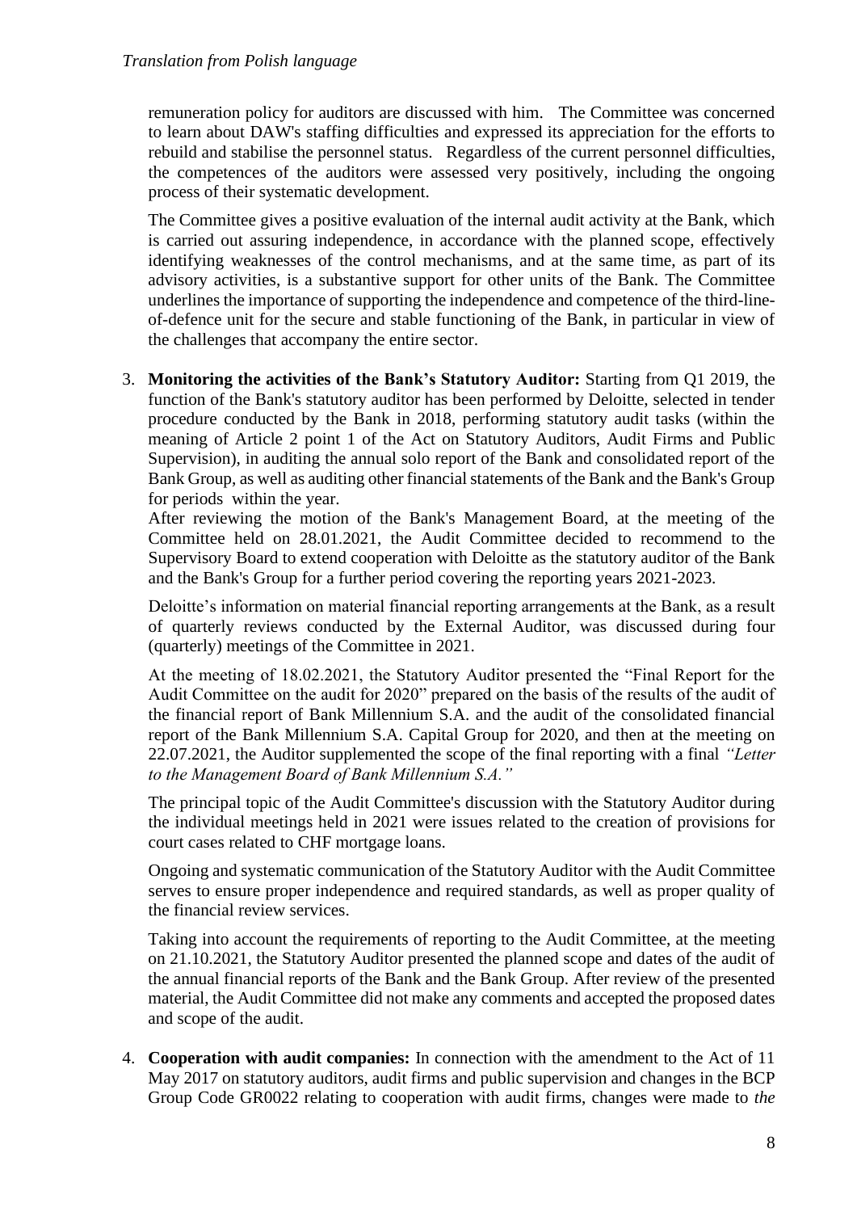remuneration policy for auditors are discussed with him. The Committee was concerned to learn about DAW's staffing difficulties and expressed its appreciation for the efforts to rebuild and stabilise the personnel status. Regardless of the current personnel difficulties, the competences of the auditors were assessed very positively, including the ongoing process of their systematic development.

The Committee gives a positive evaluation of the internal audit activity at the Bank, which is carried out assuring independence, in accordance with the planned scope, effectively identifying weaknesses of the control mechanisms, and at the same time, as part of its advisory activities, is a substantive support for other units of the Bank. The Committee underlines the importance of supporting the independence and competence of the third-line-of-defence unit for the secure and stable functioning of the Bank, in particular in view of the challenges that accompany the entire sector.

3. **Monitoring the activities of the Bank's Statutory Auditor:** Starting from Q1 2019, the function of the Bank's statutory auditor has been performed by Deloitte, selected in tender procedure conducted by the Bank in 2018, performing statutory audit tasks (within the meaning of Article 2 point 1 of the Act on Statutory Auditors, Audit Firms and Public Supervision), in auditing the annual solo report of the Bank and consolidated report of the Bank Group, as well as auditing other financial statements of the Bank and the Bank's Group for periods within the year.
   After reviewing the motion of the Bank's Management Board, at the meeting of the Committee held on 28.01.2021, the Audit Committee decided to recommend to the Supervisory Board to extend cooperation with Deloitte as the statutory auditor of the Bank and the Bank's Group for a further period covering the reporting years 2021-2023.

   Deloitte's information on material financial reporting arrangements at the Bank, as a result of quarterly reviews conducted by the External Auditor, was discussed during four (quarterly) meetings of the Committee in 2021.

   At the meeting of 18.02.2021, the Statutory Auditor presented the "Final Report for the Audit Committee on the audit for 2020" prepared on the basis of the results of the audit of the financial report of Bank Millennium S.A. and the audit of the consolidated financial report of the Bank Millennium S.A. Capital Group for 2020, and then at the meeting on 22.07.2021, the Auditor supplemented the scope of the final reporting with a final *"Letter to the Management Board of Bank Millennium S.A."*

   The principal topic of the Audit Committee's discussion with the Statutory Auditor during the individual meetings held in 2021 were issues related to the creation of provisions for court cases related to CHF mortgage loans.

   Ongoing and systematic communication of the Statutory Auditor with the Audit Committee serves to ensure proper independence and required standards, as well as proper quality of the financial review services.

   Taking into account the requirements of reporting to the Audit Committee, at the meeting on 21.10.2021, the Statutory Auditor presented the planned scope and dates of the audit of the annual financial reports of the Bank and the Bank Group. After review of the presented material, the Audit Committee did not make any comments and accepted the proposed dates and scope of the audit.

4. **Cooperation with audit companies:** In connection with the amendment to the Act of 11 May 2017 on statutory auditors, audit firms and public supervision and changes in the BCP Group Code GR0022 relating to cooperation with audit firms, changes were made to *the*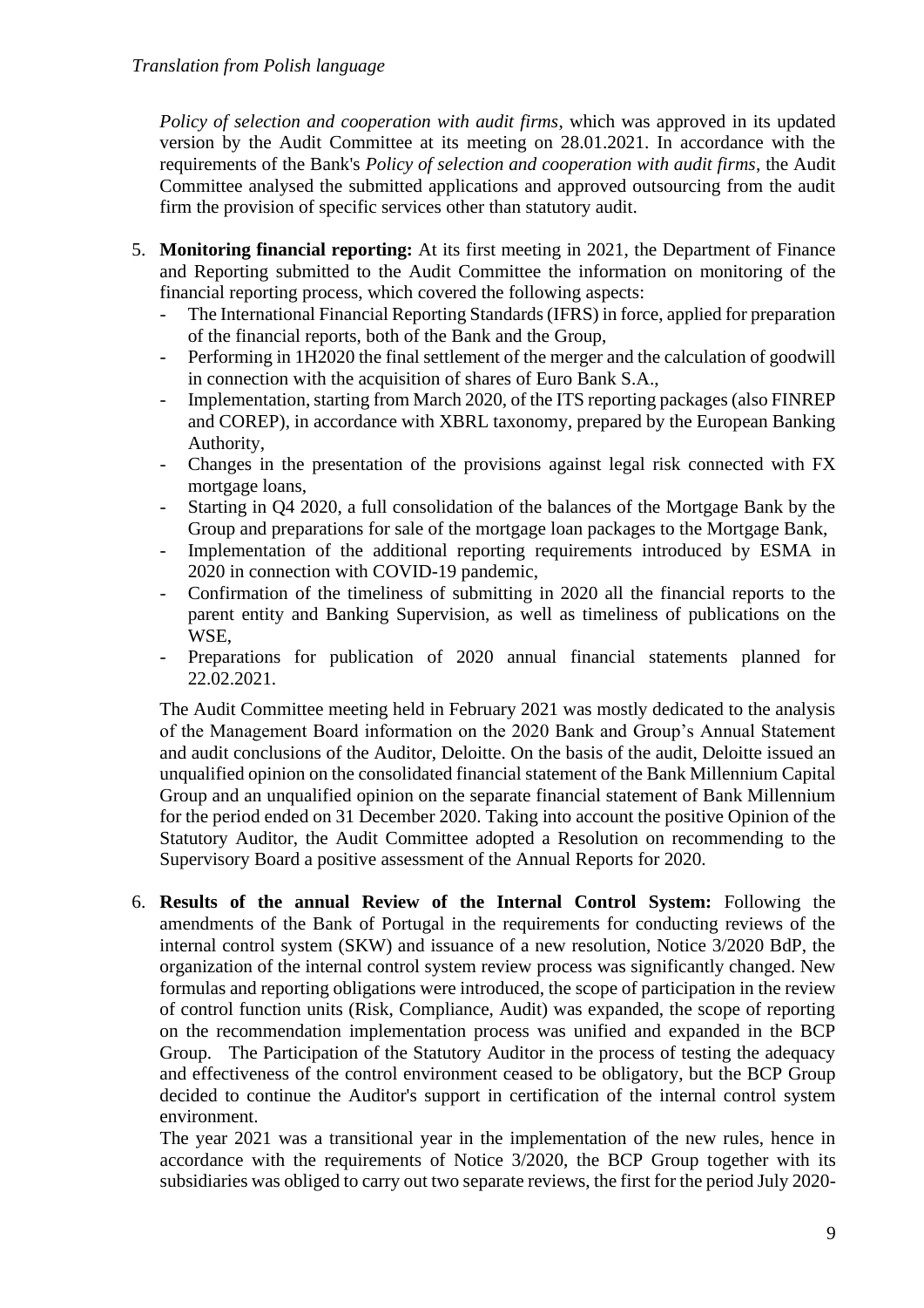*Policy of selection and cooperation with audit firms*, which was approved in its updated version by the Audit Committee at its meeting on 28.01.2021. In accordance with the requirements of the Bank's *Policy of selection and cooperation with audit firms*, the Audit Committee analysed the submitted applications and approved outsourcing from the audit firm the provision of specific services other than statutory audit.

5. **Monitoring financial reporting:** At its first meeting in 2021, the Department of Finance and Reporting submitted to the Audit Committee the information on monitoring of the financial reporting process, which covered the following aspects:
   - The International Financial Reporting Standards (IFRS) in force, applied for preparation of the financial reports, both of the Bank and the Group,
   - Performing in 1H2020 the final settlement of the merger and the calculation of goodwill in connection with the acquisition of shares of Euro Bank S.A.,
   - Implementation, starting from March 2020, of the ITS reporting packages (also FINREP and COREP), in accordance with XBRL taxonomy, prepared by the European Banking Authority,
   - Changes in the presentation of the provisions against legal risk connected with FX mortgage loans,
   - Starting in Q4 2020, a full consolidation of the balances of the Mortgage Bank by the Group and preparations for sale of the mortgage loan packages to the Mortgage Bank,
   - Implementation of the additional reporting requirements introduced by ESMA in 2020 in connection with COVID-19 pandemic,
   - Confirmation of the timeliness of submitting in 2020 all the financial reports to the parent entity and Banking Supervision, as well as timeliness of publications on the WSE,
   - Preparations for publication of 2020 annual financial statements planned for 22.02.2021.

   The Audit Committee meeting held in February 2021 was mostly dedicated to the analysis of the Management Board information on the 2020 Bank and Group's Annual Statement and audit conclusions of the Auditor, Deloitte. On the basis of the audit, Deloitte issued an unqualified opinion on the consolidated financial statement of the Bank Millennium Capital Group and an unqualified opinion on the separate financial statement of Bank Millennium for the period ended on 31 December 2020. Taking into account the positive Opinion of the Statutory Auditor, the Audit Committee adopted a Resolution on recommending to the Supervisory Board a positive assessment of the Annual Reports for 2020.

6. **Results of the annual Review of the Internal Control System:** Following the amendments of the Bank of Portugal in the requirements for conducting reviews of the internal control system (SKW) and issuance of a new resolution, Notice 3/2020 BdP, the organization of the internal control system review process was significantly changed. New formulas and reporting obligations were introduced, the scope of participation in the review of control function units (Risk, Compliance, Audit) was expanded, the scope of reporting on the recommendation implementation process was unified and expanded in the BCP Group. The Participation of the Statutory Auditor in the process of testing the adequacy and effectiveness of the control environment ceased to be obligatory, but the BCP Group decided to continue the Auditor's support in certification of the internal control system environment.

   The year 2021 was a transitional year in the implementation of the new rules, hence in accordance with the requirements of Notice 3/2020, the BCP Group together with its subsidiaries was obliged to carry out two separate reviews, the first for the period July 2020-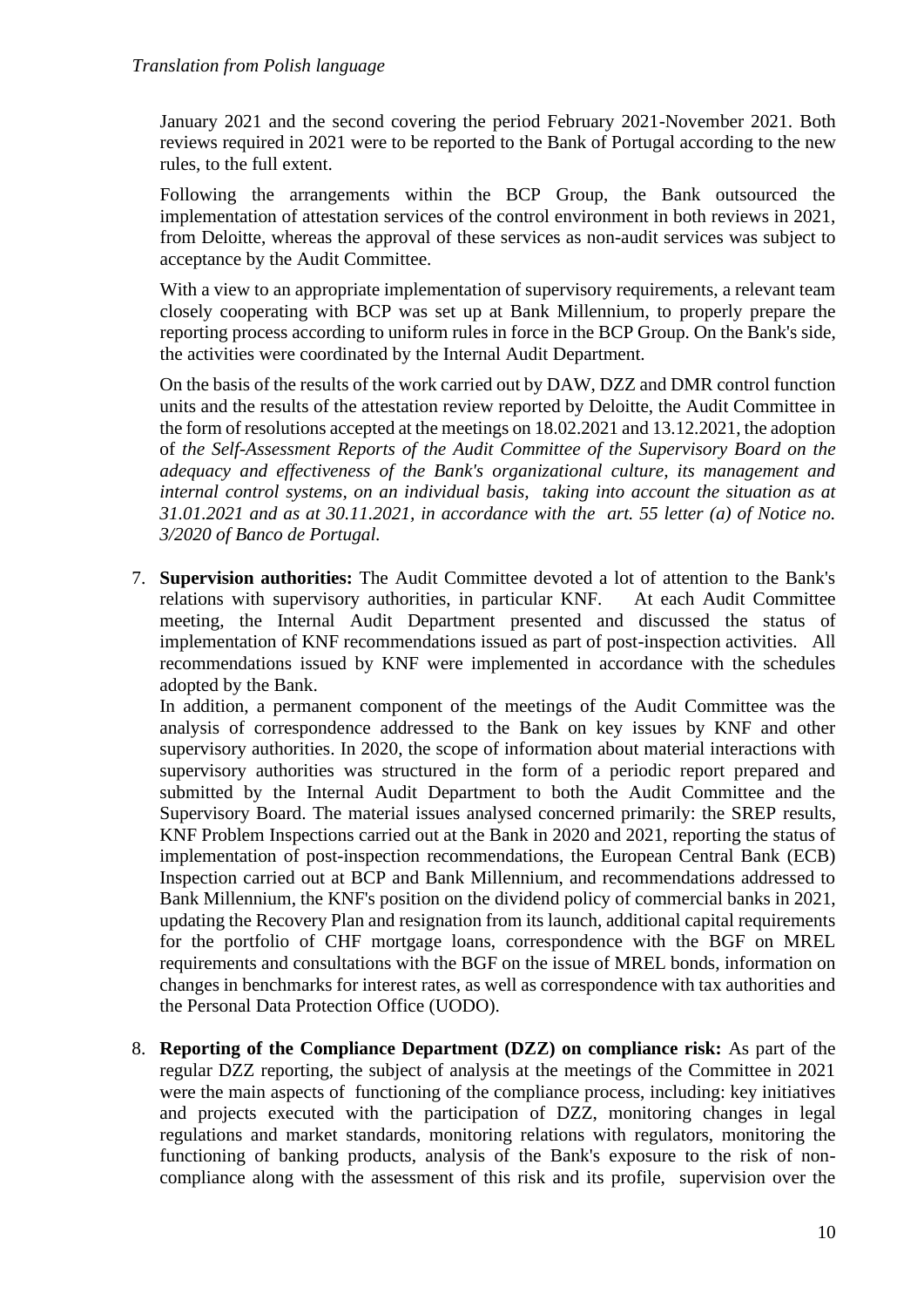January 2021 and the second covering the period February 2021-November 2021. Both reviews required in 2021 were to be reported to the Bank of Portugal according to the new rules, to the full extent.

Following the arrangements within the BCP Group, the Bank outsourced the implementation of attestation services of the control environment in both reviews in 2021, from Deloitte, whereas the approval of these services as non-audit services was subject to acceptance by the Audit Committee.

With a view to an appropriate implementation of supervisory requirements, a relevant team closely cooperating with BCP was set up at Bank Millennium, to properly prepare the reporting process according to uniform rules in force in the BCP Group. On the Bank's side, the activities were coordinated by the Internal Audit Department.

On the basis of the results of the work carried out by DAW, DZZ and DMR control function units and the results of the attestation review reported by Deloitte, the Audit Committee in the form of resolutions accepted at the meetings on 18.02.2021 and 13.12.2021, the adoption of *the Self-Assessment Reports of the Audit Committee of the Supervisory Board on the adequacy and effectiveness of the Bank's organizational culture, its management and internal control systems, on an individual basis, taking into account the situation as at 31.01.2021 and as at 30.11.2021, in accordance with the art. 55 letter (a) of Notice no. 3/2020 of Banco de Portugal.*

7. **Supervision authorities:** The Audit Committee devoted a lot of attention to the Bank's relations with supervisory authorities, in particular KNF. At each Audit Committee meeting, the Internal Audit Department presented and discussed the status of implementation of KNF recommendations issued as part of post-inspection activities. All recommendations issued by KNF were implemented in accordance with the schedules adopted by the Bank.
   In addition, a permanent component of the meetings of the Audit Committee was the analysis of correspondence addressed to the Bank on key issues by KNF and other supervisory authorities. In 2020, the scope of information about material interactions with supervisory authorities was structured in the form of a periodic report prepared and submitted by the Internal Audit Department to both the Audit Committee and the Supervisory Board. The material issues analysed concerned primarily: the SREP results, KNF Problem Inspections carried out at the Bank in 2020 and 2021, reporting the status of implementation of post-inspection recommendations, the European Central Bank (ECB) Inspection carried out at BCP and Bank Millennium, and recommendations addressed to Bank Millennium, the KNF's position on the dividend policy of commercial banks in 2021, updating the Recovery Plan and resignation from its launch, additional capital requirements for the portfolio of CHF mortgage loans, correspondence with the BGF on MREL requirements and consultations with the BGF on the issue of MREL bonds, information on changes in benchmarks for interest rates, as well as correspondence with tax authorities and the Personal Data Protection Office (UODO).

8. **Reporting of the Compliance Department (DZZ) on compliance risk:** As part of the regular DZZ reporting, the subject of analysis at the meetings of the Committee in 2021 were the main aspects of functioning of the compliance process, including: key initiatives and projects executed with the participation of DZZ, monitoring changes in legal regulations and market standards, monitoring relations with regulators, monitoring the functioning of banking products, analysis of the Bank's exposure to the risk of non-compliance along with the assessment of this risk and its profile, supervision over the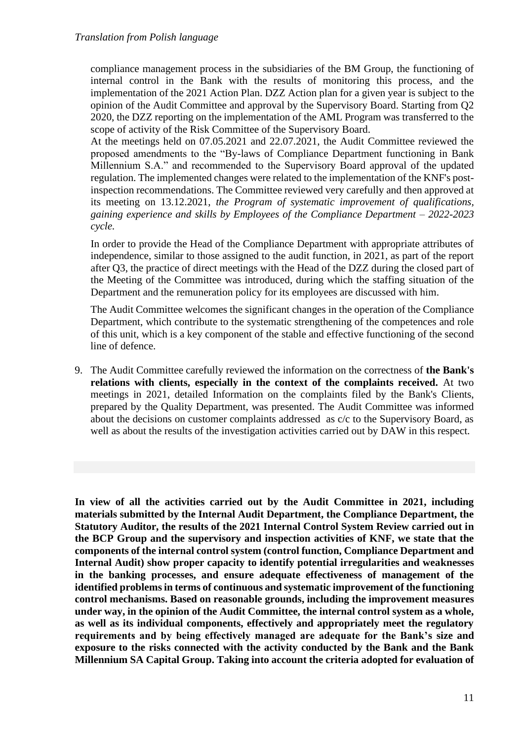compliance management process in the subsidiaries of the BM Group, the functioning of internal control in the Bank with the results of monitoring this process, and the implementation of the 2021 Action Plan. DZZ Action plan for a given year is subject to the opinion of the Audit Committee and approval by the Supervisory Board. Starting from Q2 2020, the DZZ reporting on the implementation of the AML Program was transferred to the scope of activity of the Risk Committee of the Supervisory Board.
At the meetings held on 07.05.2021 and 22.07.2021, the Audit Committee reviewed the proposed amendments to the "By-laws of Compliance Department functioning in Bank Millennium S.A." and recommended to the Supervisory Board approval of the updated regulation. The implemented changes were related to the implementation of the KNF's post-inspection recommendations. The Committee reviewed very carefully and then approved at its meeting on 13.12.2021, *the Program of systematic improvement of qualifications, gaining experience and skills by Employees of the Compliance Department – 2022-2023 cycle.*

In order to provide the Head of the Compliance Department with appropriate attributes of independence, similar to those assigned to the audit function, in 2021, as part of the report after Q3, the practice of direct meetings with the Head of the DZZ during the closed part of the Meeting of the Committee was introduced, during which the staffing situation of the Department and the remuneration policy for its employees are discussed with him.

The Audit Committee welcomes the significant changes in the operation of the Compliance Department, which contribute to the systematic strengthening of the competences and role of this unit, which is a key component of the stable and effective functioning of the second line of defence.

9. The Audit Committee carefully reviewed the information on the correctness of **the Bank's relations with clients, especially in the context of the complaints received.** At two meetings in 2021, detailed Information on the complaints filed by the Bank's Clients, prepared by the Quality Department, was presented. The Audit Committee was informed about the decisions on customer complaints addressed as c/c to the Supervisory Board, as well as about the results of the investigation activities carried out by DAW in this respect.

**In view of all the activities carried out by the Audit Committee in 2021, including materials submitted by the Internal Audit Department, the Compliance Department, the Statutory Auditor, the results of the 2021 Internal Control System Review carried out in the BCP Group and the supervisory and inspection activities of KNF, we state that the components of the internal control system (control function, Compliance Department and Internal Audit) show proper capacity to identify potential irregularities and weaknesses in the banking processes, and ensure adequate effectiveness of management of the identified problems in terms of continuous and systematic improvement of the functioning control mechanisms. Based on reasonable grounds, including the improvement measures under way, in the opinion of the Audit Committee, the internal control system as a whole, as well as its individual components, effectively and appropriately meet the regulatory requirements and by being effectively managed are adequate for the Bank's size and exposure to the risks connected with the activity conducted by the Bank and the Bank Millennium SA Capital Group. Taking into account the criteria adopted for evaluation of**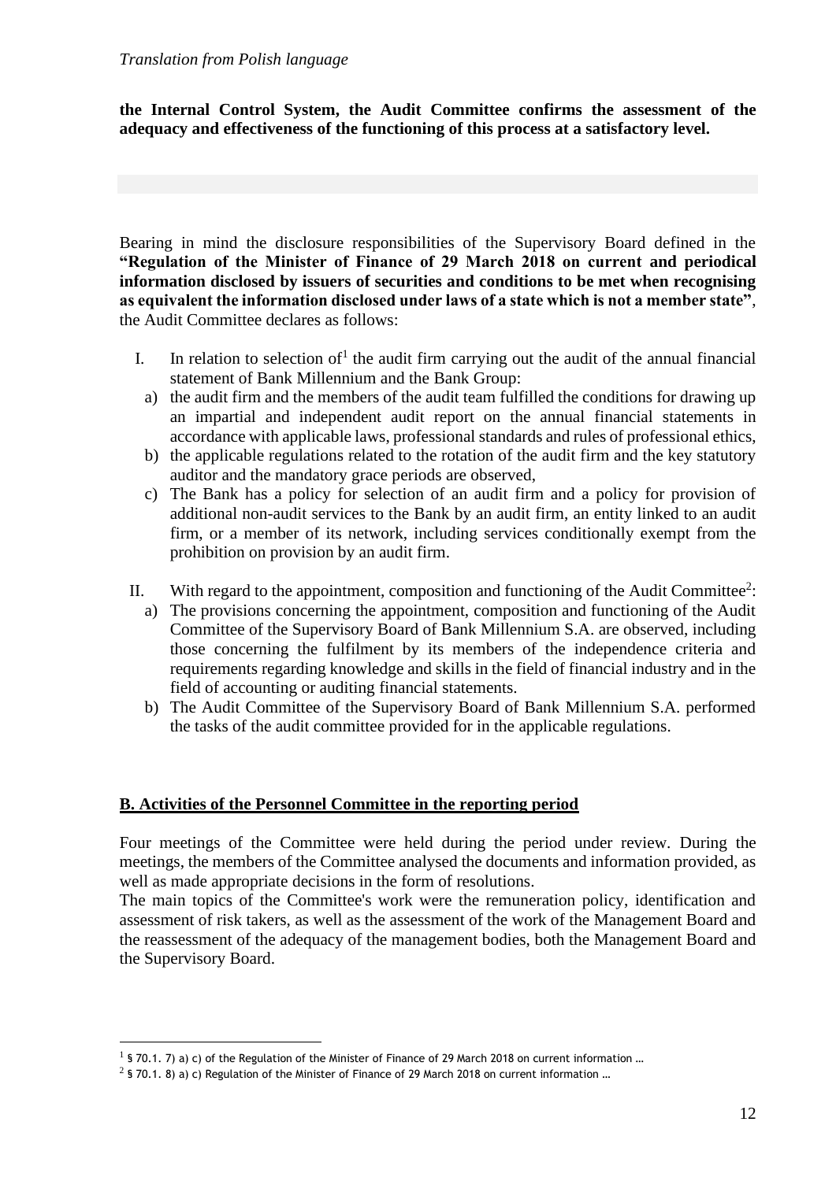*Translation from Polish language*

**the Internal Control System, the Audit Committee confirms the assessment of the adequacy and effectiveness of the functioning of this process at a satisfactory level.**

Bearing in mind the disclosure responsibilities of the Supervisory Board defined in the **"Regulation of the Minister of Finance of 29 March 2018 on current and periodical information disclosed by issuers of securities and conditions to be met when recognising as equivalent the information disclosed under laws of a state which is not a member state"**, the Audit Committee declares as follows:

I. In relation to selection of[1] the audit firm carrying out the audit of the annual financial statement of Bank Millennium and the Bank Group:
   a) the audit firm and the members of the audit team fulfilled the conditions for drawing up an impartial and independent audit report on the annual financial statements in accordance with applicable laws, professional standards and rules of professional ethics,
   b) the applicable regulations related to the rotation of the audit firm and the key statutory auditor and the mandatory grace periods are observed,
   c) The Bank has a policy for selection of an audit firm and a policy for provision of additional non-audit services to the Bank by an audit firm, an entity linked to an audit firm, or a member of its network, including services conditionally exempt from the prohibition on provision by an audit firm.

II. With regard to the appointment, composition and functioning of the Audit Committee[2]:
   a) The provisions concerning the appointment, composition and functioning of the Audit Committee of the Supervisory Board of Bank Millennium S.A. are observed, including those concerning the fulfilment by its members of the independence criteria and requirements regarding knowledge and skills in the field of financial industry and in the field of accounting or auditing financial statements.
   b) The Audit Committee of the Supervisory Board of Bank Millennium S.A. performed the tasks of the audit committee provided for in the applicable regulations.

## B. Activities of the Personnel Committee in the reporting period

Four meetings of the Committee were held during the period under review. During the meetings, the members of the Committee analysed the documents and information provided, as well as made appropriate decisions in the form of resolutions.
The main topics of the Committee's work were the remuneration policy, identification and assessment of risk takers, as well as the assessment of the work of the Management Board and the reassessment of the adequacy of the management bodies, both the Management Board and the Supervisory Board.

[1] § 70.1. 7) a) c) of the Regulation of the Minister of Finance of 29 March 2018 on current information …

[2] § 70.1. 8) a) c) Regulation of the Minister of Finance of 29 March 2018 on current information …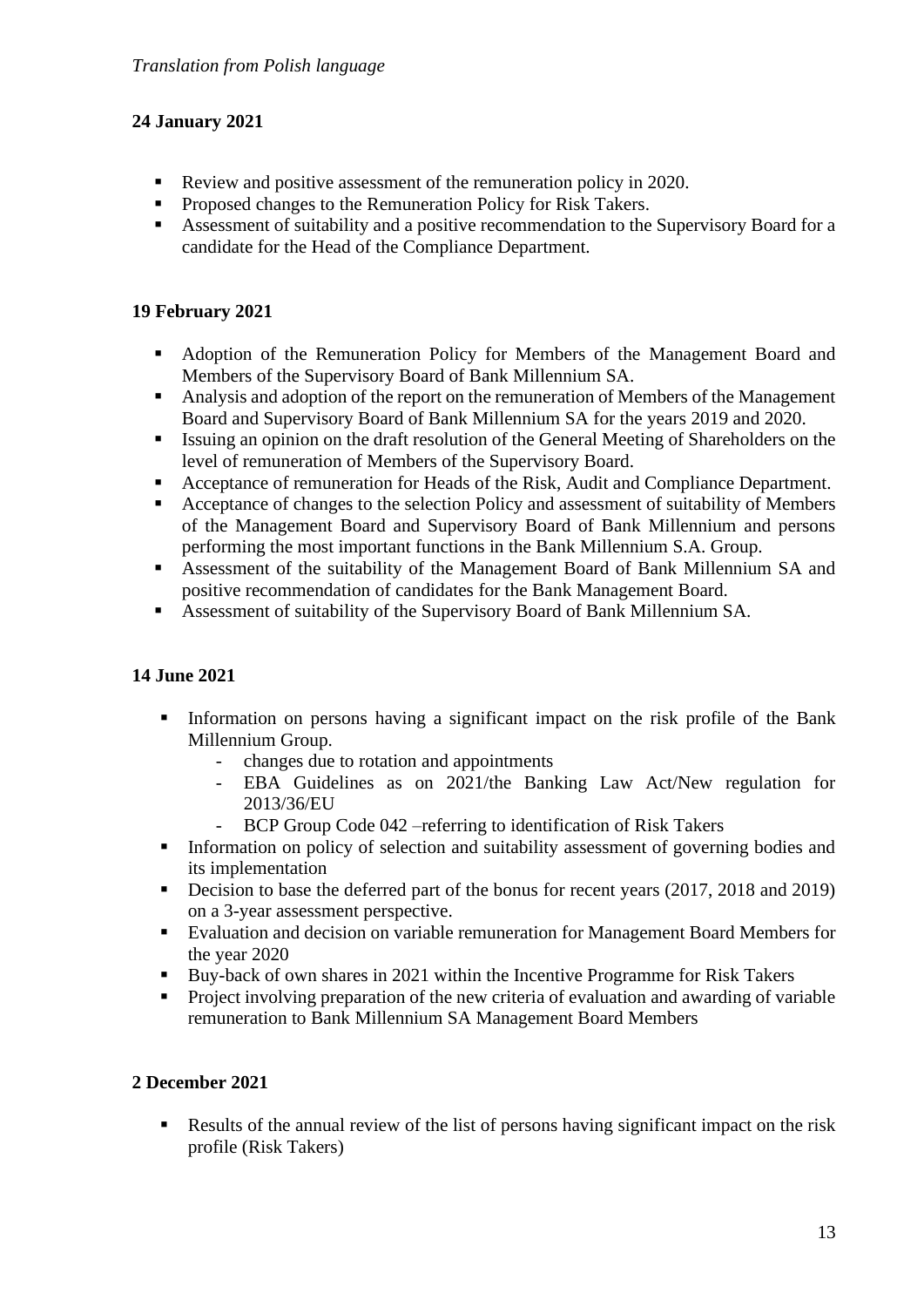*Translation from Polish language*

**24 January 2021**

- Review and positive assessment of the remuneration policy in 2020.
- Proposed changes to the Remuneration Policy for Risk Takers.
- Assessment of suitability and a positive recommendation to the Supervisory Board for a candidate for the Head of the Compliance Department.

**19 February 2021**

- Adoption of the Remuneration Policy for Members of the Management Board and Members of the Supervisory Board of Bank Millennium SA.
- Analysis and adoption of the report on the remuneration of Members of the Management Board and Supervisory Board of Bank Millennium SA for the years 2019 and 2020.
- Issuing an opinion on the draft resolution of the General Meeting of Shareholders on the level of remuneration of Members of the Supervisory Board.
- Acceptance of remuneration for Heads of the Risk, Audit and Compliance Department.
- Acceptance of changes to the selection Policy and assessment of suitability of Members of the Management Board and Supervisory Board of Bank Millennium and persons performing the most important functions in the Bank Millennium S.A. Group.
- Assessment of the suitability of the Management Board of Bank Millennium SA and positive recommendation of candidates for the Bank Management Board.
- Assessment of suitability of the Supervisory Board of Bank Millennium SA.

**14 June 2021**

- Information on persons having a significant impact on the risk profile of the Bank Millennium Group.
  - changes due to rotation and appointments
  - EBA Guidelines as on 2021/the Banking Law Act/New regulation for 2013/36/EU
  - BCP Group Code 042 –referring to identification of Risk Takers
- Information on policy of selection and suitability assessment of governing bodies and its implementation
- Decision to base the deferred part of the bonus for recent years (2017, 2018 and 2019) on a 3-year assessment perspective.
- Evaluation and decision on variable remuneration for Management Board Members for the year 2020
- Buy-back of own shares in 2021 within the Incentive Programme for Risk Takers
- Project involving preparation of the new criteria of evaluation and awarding of variable remuneration to Bank Millennium SA Management Board Members

**2 December 2021**

- Results of the annual review of the list of persons having significant impact on the risk profile (Risk Takers)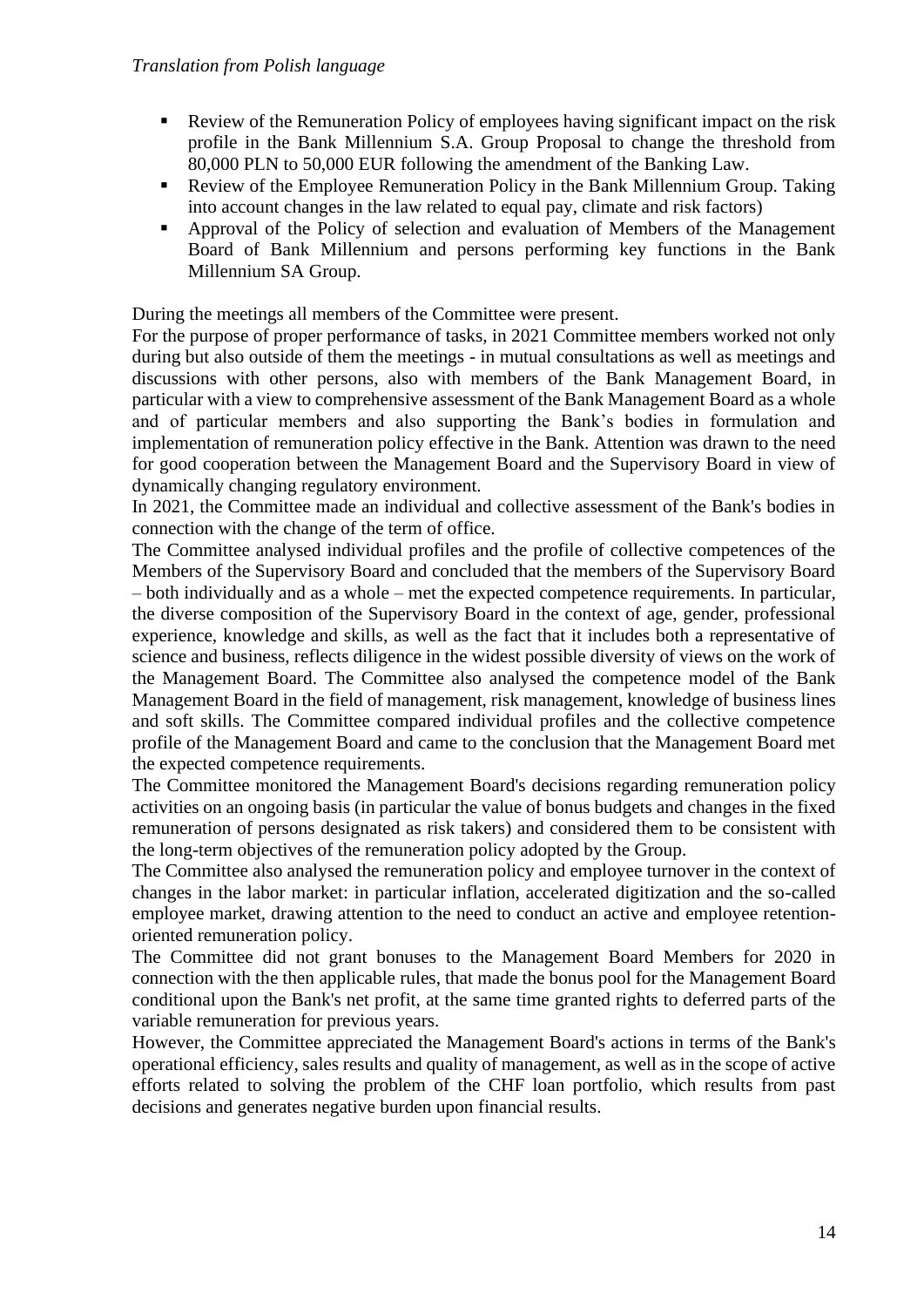- Review of the Remuneration Policy of employees having significant impact on the risk profile in the Bank Millennium S.A. Group Proposal to change the threshold from 80,000 PLN to 50,000 EUR following the amendment of the Banking Law.
- Review of the Employee Remuneration Policy in the Bank Millennium Group. Taking into account changes in the law related to equal pay, climate and risk factors)
- Approval of the Policy of selection and evaluation of Members of the Management Board of Bank Millennium and persons performing key functions in the Bank Millennium SA Group.

During the meetings all members of the Committee were present.

For the purpose of proper performance of tasks, in 2021 Committee members worked not only during but also outside of them the meetings - in mutual consultations as well as meetings and discussions with other persons, also with members of the Bank Management Board, in particular with a view to comprehensive assessment of the Bank Management Board as a whole and of particular members and also supporting the Bank's bodies in formulation and implementation of remuneration policy effective in the Bank. Attention was drawn to the need for good cooperation between the Management Board and the Supervisory Board in view of dynamically changing regulatory environment.

In 2021, the Committee made an individual and collective assessment of the Bank's bodies in connection with the change of the term of office.

The Committee analysed individual profiles and the profile of collective competences of the Members of the Supervisory Board and concluded that the members of the Supervisory Board – both individually and as a whole – met the expected competence requirements. In particular, the diverse composition of the Supervisory Board in the context of age, gender, professional experience, knowledge and skills, as well as the fact that it includes both a representative of science and business, reflects diligence in the widest possible diversity of views on the work of the Management Board. The Committee also analysed the competence model of the Bank Management Board in the field of management, risk management, knowledge of business lines and soft skills. The Committee compared individual profiles and the collective competence profile of the Management Board and came to the conclusion that the Management Board met the expected competence requirements.

The Committee monitored the Management Board's decisions regarding remuneration policy activities on an ongoing basis (in particular the value of bonus budgets and changes in the fixed remuneration of persons designated as risk takers) and considered them to be consistent with the long-term objectives of the remuneration policy adopted by the Group.

The Committee also analysed the remuneration policy and employee turnover in the context of changes in the labor market: in particular inflation, accelerated digitization and the so-called employee market, drawing attention to the need to conduct an active and employee retention-oriented remuneration policy.

The Committee did not grant bonuses to the Management Board Members for 2020 in connection with the then applicable rules, that made the bonus pool for the Management Board conditional upon the Bank's net profit, at the same time granted rights to deferred parts of the variable remuneration for previous years.

However, the Committee appreciated the Management Board's actions in terms of the Bank's operational efficiency, sales results and quality of management, as well as in the scope of active efforts related to solving the problem of the CHF loan portfolio, which results from past decisions and generates negative burden upon financial results.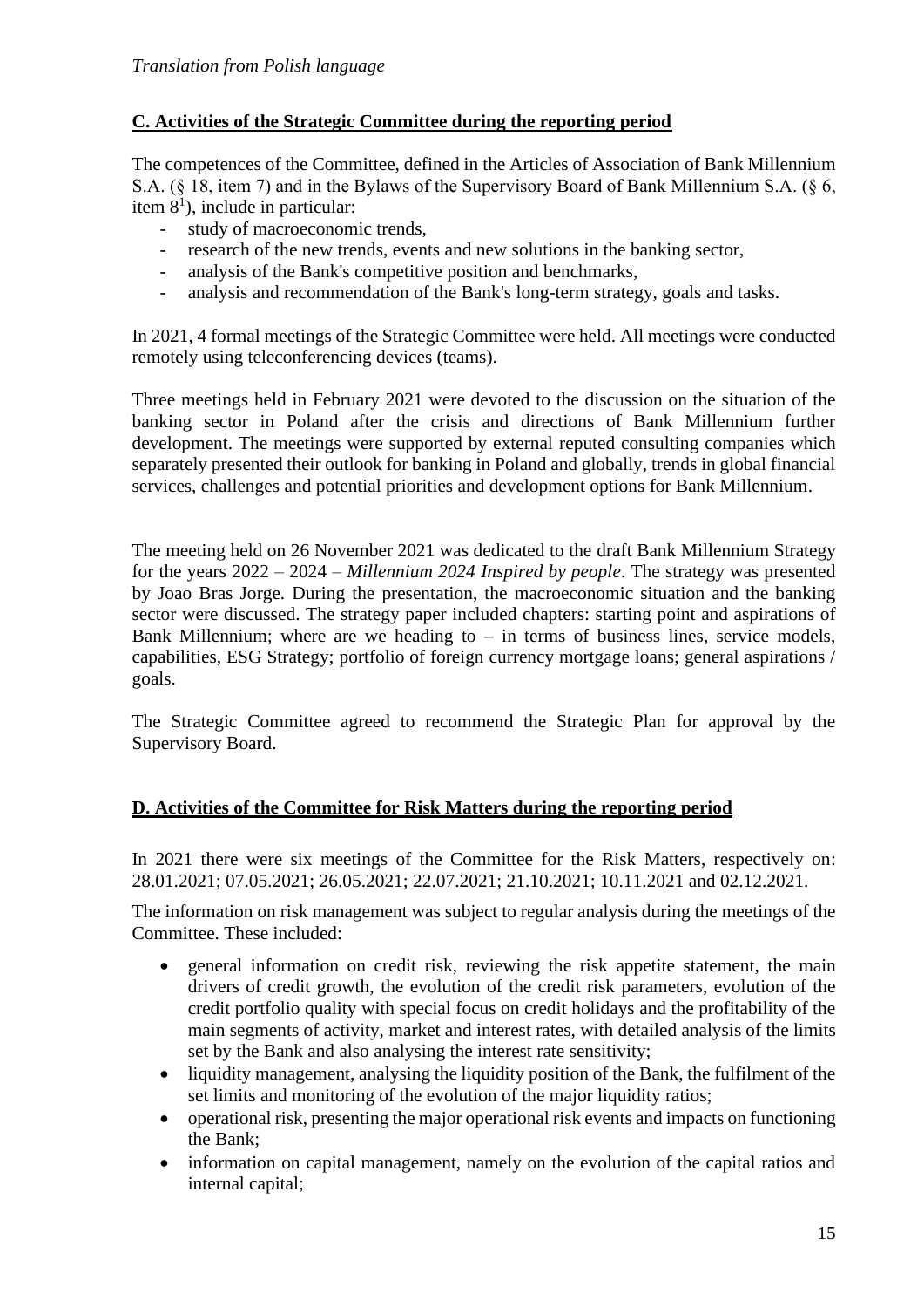*Translation from Polish language*

**C. Activities of the Strategic Committee during the reporting period**

The competences of the Committee, defined in the Articles of Association of Bank Millennium S.A. (§ 18, item 7) and in the Bylaws of the Supervisory Board of Bank Millennium S.A. (§ 6, item 8[1]), include in particular:

- study of macroeconomic trends,
- research of the new trends, events and new solutions in the banking sector,
- analysis of the Bank's competitive position and benchmarks,
- analysis and recommendation of the Bank's long-term strategy, goals and tasks.

In 2021, 4 formal meetings of the Strategic Committee were held. All meetings were conducted remotely using teleconferencing devices (teams).

Three meetings held in February 2021 were devoted to the discussion on the situation of the banking sector in Poland after the crisis and directions of Bank Millennium further development. The meetings were supported by external reputed consulting companies which separately presented their outlook for banking in Poland and globally, trends in global financial services, challenges and potential priorities and development options for Bank Millennium.

The meeting held on 26 November 2021 was dedicated to the draft Bank Millennium Strategy for the years 2022 – 2024 – *Millennium 2024 Inspired by people*. The strategy was presented by Joao Bras Jorge. During the presentation, the macroeconomic situation and the banking sector were discussed. The strategy paper included chapters: starting point and aspirations of Bank Millennium; where are we heading to – in terms of business lines, service models, capabilities, ESG Strategy; portfolio of foreign currency mortgage loans; general aspirations / goals.

The Strategic Committee agreed to recommend the Strategic Plan for approval by the Supervisory Board.

**D. Activities of the Committee for Risk Matters during the reporting period**

In 2021 there were six meetings of the Committee for the Risk Matters, respectively on: 28.01.2021; 07.05.2021; 26.05.2021; 22.07.2021; 21.10.2021; 10.11.2021 and 02.12.2021.

The information on risk management was subject to regular analysis during the meetings of the Committee. These included:

- general information on credit risk, reviewing the risk appetite statement, the main drivers of credit growth, the evolution of the credit risk parameters, evolution of the credit portfolio quality with special focus on credit holidays and the profitability of the main segments of activity, market and interest rates, with detailed analysis of the limits set by the Bank and also analysing the interest rate sensitivity;
- liquidity management, analysing the liquidity position of the Bank, the fulfilment of the set limits and monitoring of the evolution of the major liquidity ratios;
- operational risk, presenting the major operational risk events and impacts on functioning the Bank;
- information on capital management, namely on the evolution of the capital ratios and internal capital;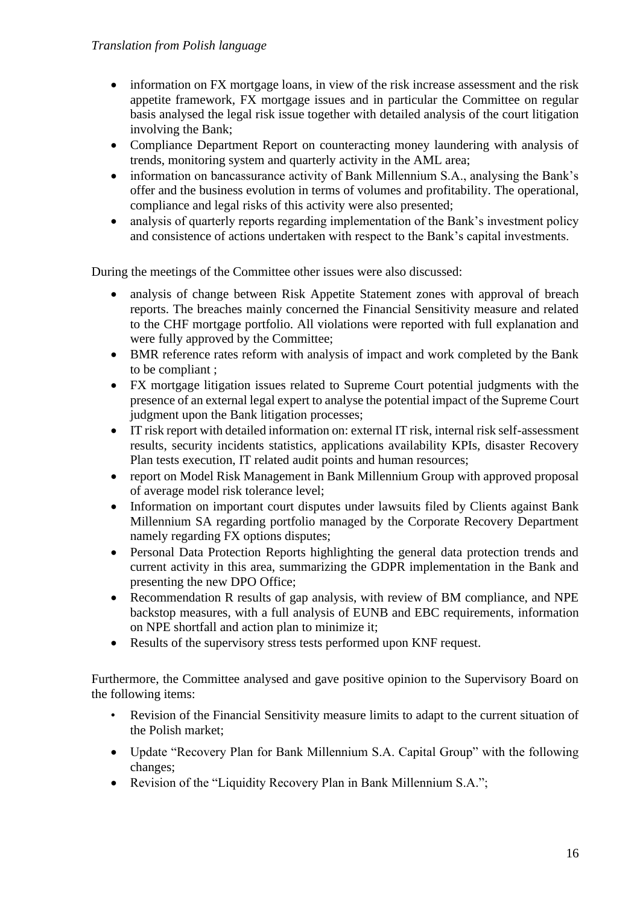*Translation from Polish language*

- information on FX mortgage loans, in view of the risk increase assessment and the risk appetite framework, FX mortgage issues and in particular the Committee on regular basis analysed the legal risk issue together with detailed analysis of the court litigation involving the Bank;
- Compliance Department Report on counteracting money laundering with analysis of trends, monitoring system and quarterly activity in the AML area;
- information on bancassurance activity of Bank Millennium S.A., analysing the Bank's offer and the business evolution in terms of volumes and profitability. The operational, compliance and legal risks of this activity were also presented;
- analysis of quarterly reports regarding implementation of the Bank's investment policy and consistence of actions undertaken with respect to the Bank's capital investments.

During the meetings of the Committee other issues were also discussed:

- analysis of change between Risk Appetite Statement zones with approval of breach reports. The breaches mainly concerned the Financial Sensitivity measure and related to the CHF mortgage portfolio. All violations were reported with full explanation and were fully approved by the Committee;
- BMR reference rates reform with analysis of impact and work completed by the Bank to be compliant ;
- FX mortgage litigation issues related to Supreme Court potential judgments with the presence of an external legal expert to analyse the potential impact of the Supreme Court judgment upon the Bank litigation processes;
- IT risk report with detailed information on: external IT risk, internal risk self-assessment results, security incidents statistics, applications availability KPIs, disaster Recovery Plan tests execution, IT related audit points and human resources;
- report on Model Risk Management in Bank Millennium Group with approved proposal of average model risk tolerance level;
- Information on important court disputes under lawsuits filed by Clients against Bank Millennium SA regarding portfolio managed by the Corporate Recovery Department namely regarding FX options disputes;
- Personal Data Protection Reports highlighting the general data protection trends and current activity in this area, summarizing the GDPR implementation in the Bank and presenting the new DPO Office;
- Recommendation R results of gap analysis, with review of BM compliance, and NPE backstop measures, with a full analysis of EUNB and EBC requirements, information on NPE shortfall and action plan to minimize it;
- Results of the supervisory stress tests performed upon KNF request.

Furthermore, the Committee analysed and gave positive opinion to the Supervisory Board on the following items:

- Revision of the Financial Sensitivity measure limits to adapt to the current situation of the Polish market;
- Update "Recovery Plan for Bank Millennium S.A. Capital Group" with the following changes;
- Revision of the "Liquidity Recovery Plan in Bank Millennium S.A.";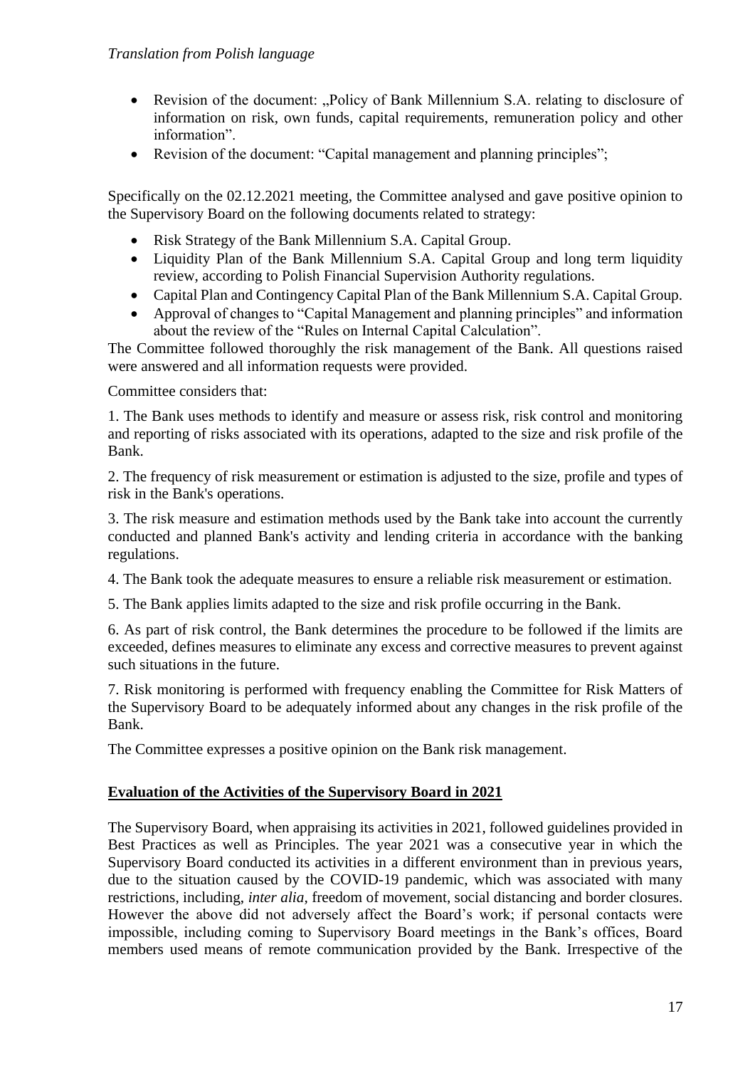*Translation from Polish language*

- Revision of the document: „Policy of Bank Millennium S.A. relating to disclosure of information on risk, own funds, capital requirements, remuneration policy and other information".
- Revision of the document: "Capital management and planning principles";

Specifically on the 02.12.2021 meeting, the Committee analysed and gave positive opinion to the Supervisory Board on the following documents related to strategy:

- Risk Strategy of the Bank Millennium S.A. Capital Group.
- Liquidity Plan of the Bank Millennium S.A. Capital Group and long term liquidity review, according to Polish Financial Supervision Authority regulations.
- Capital Plan and Contingency Capital Plan of the Bank Millennium S.A. Capital Group.
- Approval of changes to "Capital Management and planning principles" and information about the review of the "Rules on Internal Capital Calculation".

The Committee followed thoroughly the risk management of the Bank. All questions raised were answered and all information requests were provided.

Committee considers that:

1. The Bank uses methods to identify and measure or assess risk, risk control and monitoring and reporting of risks associated with its operations, adapted to the size and risk profile of the Bank.

2. The frequency of risk measurement or estimation is adjusted to the size, profile and types of risk in the Bank's operations.

3. The risk measure and estimation methods used by the Bank take into account the currently conducted and planned Bank's activity and lending criteria in accordance with the banking regulations.

4. The Bank took the adequate measures to ensure a reliable risk measurement or estimation.

5. The Bank applies limits adapted to the size and risk profile occurring in the Bank.

6. As part of risk control, the Bank determines the procedure to be followed if the limits are exceeded, defines measures to eliminate any excess and corrective measures to prevent against such situations in the future.

7. Risk monitoring is performed with frequency enabling the Committee for Risk Matters of the Supervisory Board to be adequately informed about any changes in the risk profile of the Bank.

The Committee expresses a positive opinion on the Bank risk management.

## Evaluation of the Activities of the Supervisory Board in 2021

The Supervisory Board, when appraising its activities in 2021, followed guidelines provided in Best Practices as well as Principles. The year 2021 was a consecutive year in which the Supervisory Board conducted its activities in a different environment than in previous years, due to the situation caused by the COVID-19 pandemic, which was associated with many restrictions, including, *inter alia,* freedom of movement, social distancing and border closures. However the above did not adversely affect the Board's work; if personal contacts were impossible, including coming to Supervisory Board meetings in the Bank's offices, Board members used means of remote communication provided by the Bank. Irrespective of the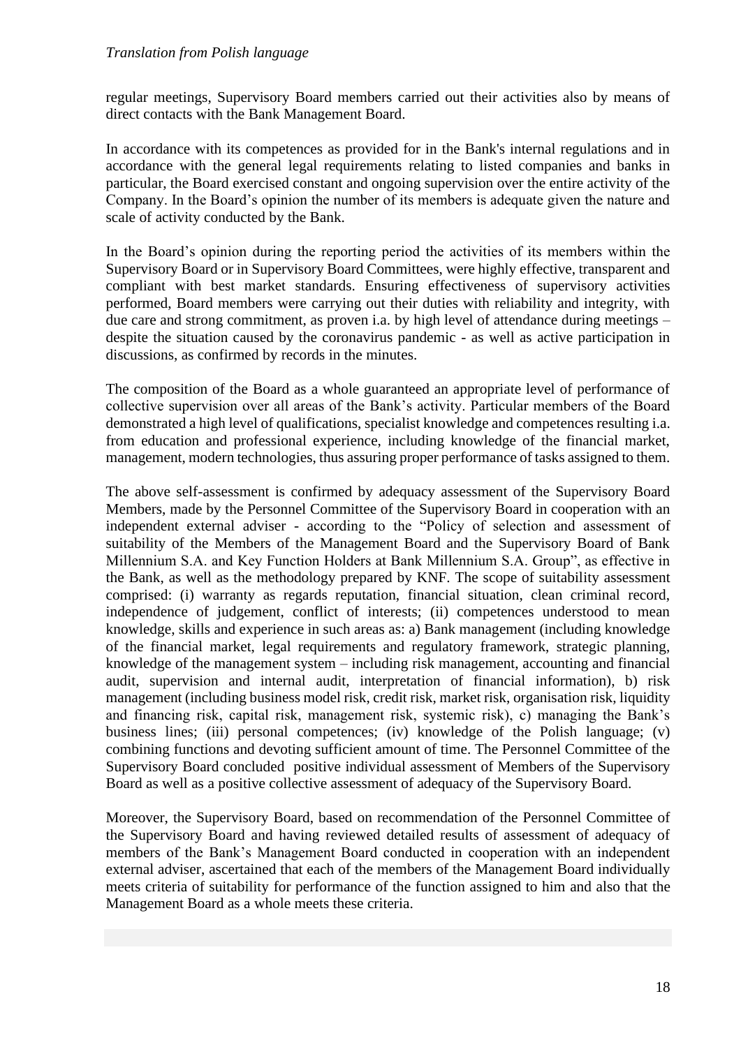regular meetings, Supervisory Board members carried out their activities also by means of direct contacts with the Bank Management Board.

In accordance with its competences as provided for in the Bank's internal regulations and in accordance with the general legal requirements relating to listed companies and banks in particular, the Board exercised constant and ongoing supervision over the entire activity of the Company. In the Board's opinion the number of its members is adequate given the nature and scale of activity conducted by the Bank.

In the Board's opinion during the reporting period the activities of its members within the Supervisory Board or in Supervisory Board Committees, were highly effective, transparent and compliant with best market standards. Ensuring effectiveness of supervisory activities performed, Board members were carrying out their duties with reliability and integrity, with due care and strong commitment, as proven i.a. by high level of attendance during meetings – despite the situation caused by the coronavirus pandemic - as well as active participation in discussions, as confirmed by records in the minutes.

The composition of the Board as a whole guaranteed an appropriate level of performance of collective supervision over all areas of the Bank's activity. Particular members of the Board demonstrated a high level of qualifications, specialist knowledge and competences resulting i.a. from education and professional experience, including knowledge of the financial market, management, modern technologies, thus assuring proper performance of tasks assigned to them.

The above self-assessment is confirmed by adequacy assessment of the Supervisory Board Members, made by the Personnel Committee of the Supervisory Board in cooperation with an independent external adviser - according to the "Policy of selection and assessment of suitability of the Members of the Management Board and the Supervisory Board of Bank Millennium S.A. and Key Function Holders at Bank Millennium S.A. Group", as effective in the Bank, as well as the methodology prepared by KNF. The scope of suitability assessment comprised: (i) warranty as regards reputation, financial situation, clean criminal record, independence of judgement, conflict of interests; (ii) competences understood to mean knowledge, skills and experience in such areas as: a) Bank management (including knowledge of the financial market, legal requirements and regulatory framework, strategic planning, knowledge of the management system – including risk management, accounting and financial audit, supervision and internal audit, interpretation of financial information), b) risk management (including business model risk, credit risk, market risk, organisation risk, liquidity and financing risk, capital risk, management risk, systemic risk), c) managing the Bank's business lines; (iii) personal competences; (iv) knowledge of the Polish language; (v) combining functions and devoting sufficient amount of time. The Personnel Committee of the Supervisory Board concluded positive individual assessment of Members of the Supervisory Board as well as a positive collective assessment of adequacy of the Supervisory Board.

Moreover, the Supervisory Board, based on recommendation of the Personnel Committee of the Supervisory Board and having reviewed detailed results of assessment of adequacy of members of the Bank's Management Board conducted in cooperation with an independent external adviser, ascertained that each of the members of the Management Board individually meets criteria of suitability for performance of the function assigned to him and also that the Management Board as a whole meets these criteria.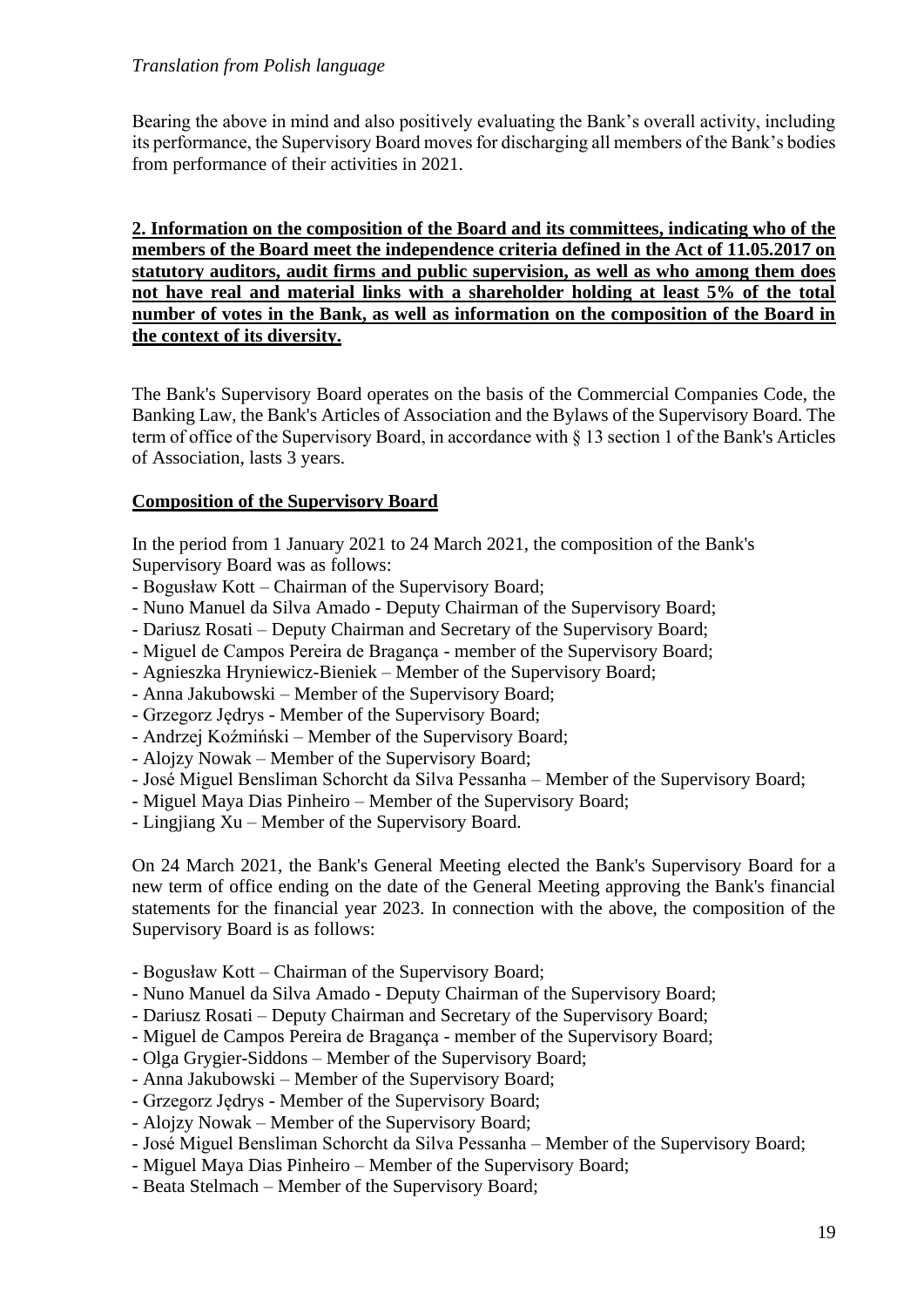*Translation from Polish language*

Bearing the above in mind and also positively evaluating the Bank's overall activity, including its performance, the Supervisory Board moves for discharging all members of the Bank's bodies from performance of their activities in 2021.

**2. Information on the composition of the Board and its committees, indicating who of the members of the Board meet the independence criteria defined in the Act of 11.05.2017 on statutory auditors, audit firms and public supervision, as well as who among them does not have real and material links with a shareholder holding at least 5% of the total number of votes in the Bank, as well as information on the composition of the Board in the context of its diversity.**

The Bank's Supervisory Board operates on the basis of the Commercial Companies Code, the Banking Law, the Bank's Articles of Association and the Bylaws of the Supervisory Board. The term of office of the Supervisory Board, in accordance with § 13 section 1 of the Bank's Articles of Association, lasts 3 years.

**Composition of the Supervisory Board**

In the period from 1 January 2021 to 24 March 2021, the composition of the Bank's Supervisory Board was as follows:

- Bogusław Kott – Chairman of the Supervisory Board;
- Nuno Manuel da Silva Amado - Deputy Chairman of the Supervisory Board;
- Dariusz Rosati – Deputy Chairman and Secretary of the Supervisory Board;
- Miguel de Campos Pereira de Bragança - member of the Supervisory Board;
- Agnieszka Hryniewicz-Bieniek – Member of the Supervisory Board;
- Anna Jakubowski – Member of the Supervisory Board;
- Grzegorz Jędrys - Member of the Supervisory Board;
- Andrzej Koźmiński – Member of the Supervisory Board;
- Alojzy Nowak – Member of the Supervisory Board;
- José Miguel Bensliman Schorcht da Silva Pessanha – Member of the Supervisory Board;
- Miguel Maya Dias Pinheiro – Member of the Supervisory Board;
- Lingjiang Xu – Member of the Supervisory Board.

On 24 March 2021, the Bank's General Meeting elected the Bank's Supervisory Board for a new term of office ending on the date of the General Meeting approving the Bank's financial statements for the financial year 2023. In connection with the above, the composition of the Supervisory Board is as follows:

- Bogusław Kott – Chairman of the Supervisory Board;
- Nuno Manuel da Silva Amado - Deputy Chairman of the Supervisory Board;
- Dariusz Rosati – Deputy Chairman and Secretary of the Supervisory Board;
- Miguel de Campos Pereira de Bragança - member of the Supervisory Board;
- Olga Grygier-Siddons – Member of the Supervisory Board;
- Anna Jakubowski – Member of the Supervisory Board;
- Grzegorz Jędrys - Member of the Supervisory Board;
- Alojzy Nowak – Member of the Supervisory Board;
- José Miguel Bensliman Schorcht da Silva Pessanha – Member of the Supervisory Board;
- Miguel Maya Dias Pinheiro – Member of the Supervisory Board;
- Beata Stelmach – Member of the Supervisory Board;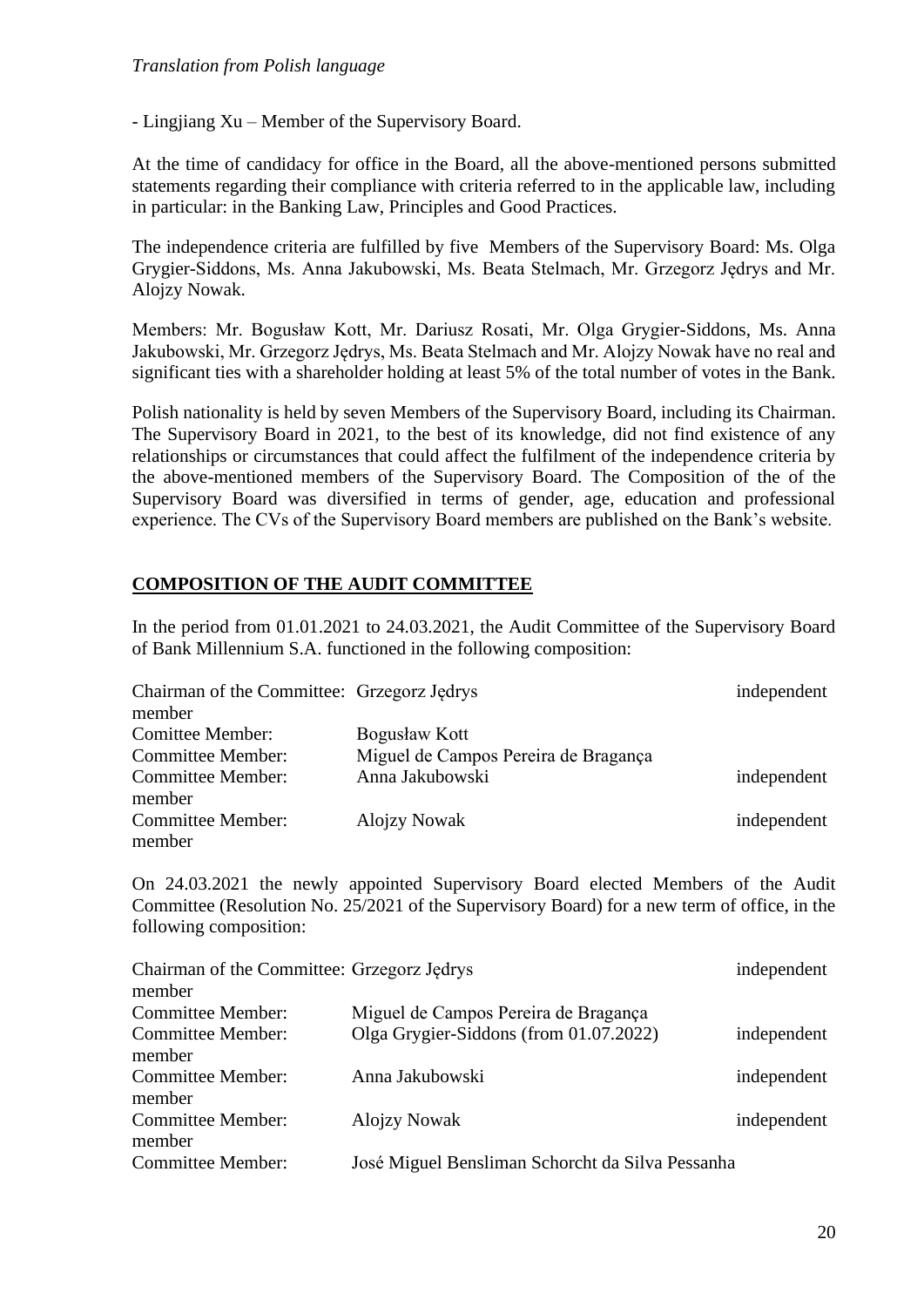*Translation from Polish language*

- Lingjiang Xu – Member of the Supervisory Board.

At the time of candidacy for office in the Board, all the above-mentioned persons submitted statements regarding their compliance with criteria referred to in the applicable law, including in particular: in the Banking Law, Principles and Good Practices.

The independence criteria are fulfilled by five Members of the Supervisory Board: Ms. Olga Grygier-Siddons, Ms. Anna Jakubowski, Ms. Beata Stelmach, Mr. Grzegorz Jędrys and Mr. Alojzy Nowak.

Members: Mr. Bogusław Kott, Mr. Dariusz Rosati, Mr. Olga Grygier-Siddons, Ms. Anna Jakubowski, Mr. Grzegorz Jędrys, Ms. Beata Stelmach and Mr. Alojzy Nowak have no real and significant ties with a shareholder holding at least 5% of the total number of votes in the Bank.

Polish nationality is held by seven Members of the Supervisory Board, including its Chairman. The Supervisory Board in 2021, to the best of its knowledge, did not find existence of any relationships or circumstances that could affect the fulfilment of the independence criteria by the above-mentioned members of the Supervisory Board. The Composition of the of the Supervisory Board was diversified in terms of gender, age, education and professional experience. The CVs of the Supervisory Board members are published on the Bank's website.

## COMPOSITION OF THE AUDIT COMMITTEE

In the period from 01.01.2021 to 24.03.2021, the Audit Committee of the Supervisory Board of Bank Millennium S.A. functioned in the following composition:

| | | |
|---|---|---|
| Chairman of the Committee: | Grzegorz Jędrys | independent member |
| Comitee Member: | Bogusław Kott | |
| Committee Member: | Miguel de Campos Pereira de Bragança | |
| Committee Member: | Anna Jakubowski | independent member |
| Committee Member: | Alojzy Nowak | independent member |

On 24.03.2021 the newly appointed Supervisory Board elected Members of the Audit Committee (Resolution No. 25/2021 of the Supervisory Board) for a new term of office, in the following composition:

| | | |
|---|---|---|
| Chairman of the Committee: | Grzegorz Jędrys | independent member |
| Committee Member: | Miguel de Campos Pereira de Bragança | |
| Committee Member: | Olga Grygier-Siddons (from 01.07.2022) | independent member |
| Committee Member: | Anna Jakubowski | independent member |
| Committee Member: | Alojzy Nowak | independent member |
| Committee Member: | José Miguel Bensliman Schorcht da Silva Pessanha | |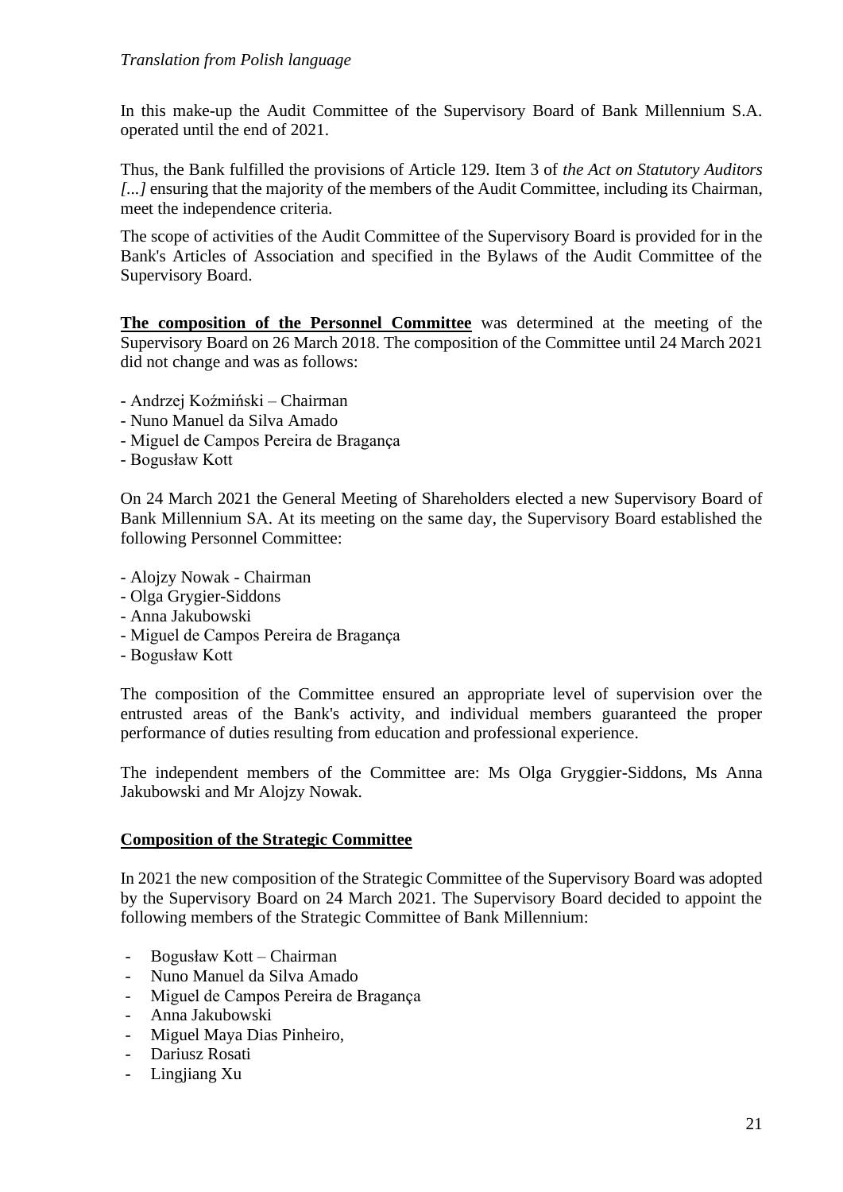In this make-up the Audit Committee of the Supervisory Board of Bank Millennium S.A. operated until the end of 2021.

Thus, the Bank fulfilled the provisions of Article 129. Item 3 of *the Act on Statutory Auditors [...]* ensuring that the majority of the members of the Audit Committee, including its Chairman, meet the independence criteria.

The scope of activities of the Audit Committee of the Supervisory Board is provided for in the Bank's Articles of Association and specified in the Bylaws of the Audit Committee of the Supervisory Board.

**The composition of the Personnel Committee** was determined at the meeting of the Supervisory Board on 26 March 2018. The composition of the Committee until 24 March 2021 did not change and was as follows:

- Andrzej Koźmiński – Chairman
- Nuno Manuel da Silva Amado
- Miguel de Campos Pereira de Bragança
- Bogusław Kott

On 24 March 2021 the General Meeting of Shareholders elected a new Supervisory Board of Bank Millennium SA. At its meeting on the same day, the Supervisory Board established the following Personnel Committee:

- Alojzy Nowak - Chairman
- Olga Grygier-Siddons
- Anna Jakubowski
- Miguel de Campos Pereira de Bragança
- Bogusław Kott

The composition of the Committee ensured an appropriate level of supervision over the entrusted areas of the Bank's activity, and individual members guaranteed the proper performance of duties resulting from education and professional experience.

The independent members of the Committee are: Ms Olga Gryggier-Siddons, Ms Anna Jakubowski and Mr Alojzy Nowak.

**Composition of the Strategic Committee**

In 2021 the new composition of the Strategic Committee of the Supervisory Board was adopted by the Supervisory Board on 24 March 2021. The Supervisory Board decided to appoint the following members of the Strategic Committee of Bank Millennium:

- Bogusław Kott – Chairman
- Nuno Manuel da Silva Amado
- Miguel de Campos Pereira de Bragança
- Anna Jakubowski
- Miguel Maya Dias Pinheiro,
- Dariusz Rosati
- Lingjiang Xu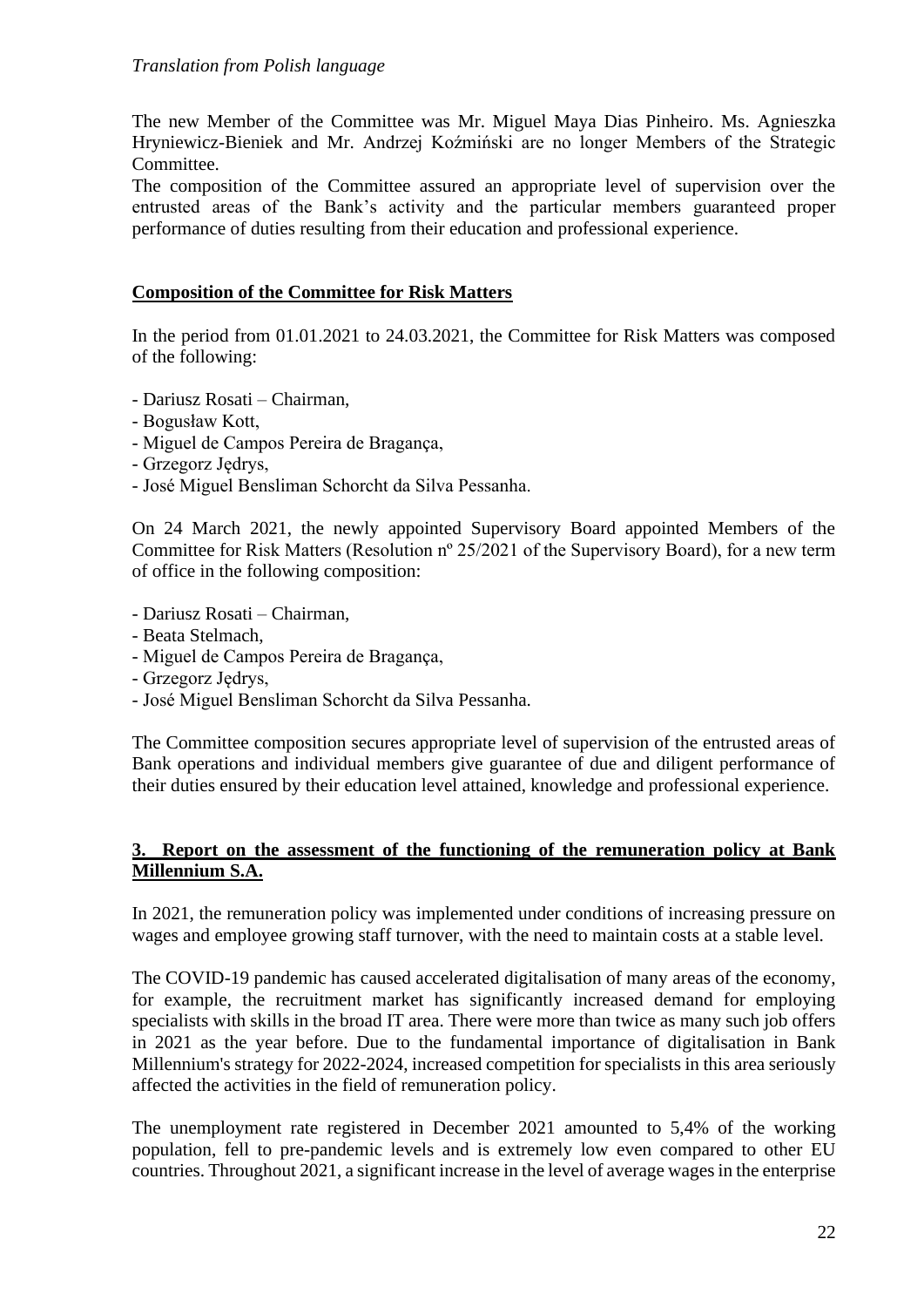*Translation from Polish language*

The new Member of the Committee was Mr. Miguel Maya Dias Pinheiro. Ms. Agnieszka Hryniewicz-Bieniek and Mr. Andrzej Koźmiński are no longer Members of the Strategic Committee.

The composition of the Committee assured an appropriate level of supervision over the entrusted areas of the Bank's activity and the particular members guaranteed proper performance of duties resulting from their education and professional experience.

**Composition of the Committee for Risk Matters**

In the period from 01.01.2021 to 24.03.2021, the Committee for Risk Matters was composed of the following:

- Dariusz Rosati – Chairman,
- Bogusław Kott,
- Miguel de Campos Pereira de Bragança,
- Grzegorz Jędrys,
- José Miguel Bensliman Schorcht da Silva Pessanha.

On 24 March 2021, the newly appointed Supervisory Board appointed Members of the Committee for Risk Matters (Resolution nº 25/2021 of the Supervisory Board), for a new term of office in the following composition:

- Dariusz Rosati – Chairman,
- Beata Stelmach,
- Miguel de Campos Pereira de Bragança,
- Grzegorz Jędrys,
- José Miguel Bensliman Schorcht da Silva Pessanha.

The Committee composition secures appropriate level of supervision of the entrusted areas of Bank operations and individual members give guarantee of due and diligent performance of their duties ensured by their education level attained, knowledge and professional experience.

## 3. Report on the assessment of the functioning of the remuneration policy at Bank Millennium S.A.

In 2021, the remuneration policy was implemented under conditions of increasing pressure on wages and employee growing staff turnover, with the need to maintain costs at a stable level.

The COVID-19 pandemic has caused accelerated digitalisation of many areas of the economy, for example, the recruitment market has significantly increased demand for employing specialists with skills in the broad IT area. There were more than twice as many such job offers in 2021 as the year before. Due to the fundamental importance of digitalisation in Bank Millennium's strategy for 2022-2024, increased competition for specialists in this area seriously affected the activities in the field of remuneration policy.

The unemployment rate registered in December 2021 amounted to 5,4% of the working population, fell to pre-pandemic levels and is extremely low even compared to other EU countries. Throughout 2021, a significant increase in the level of average wages in the enterprise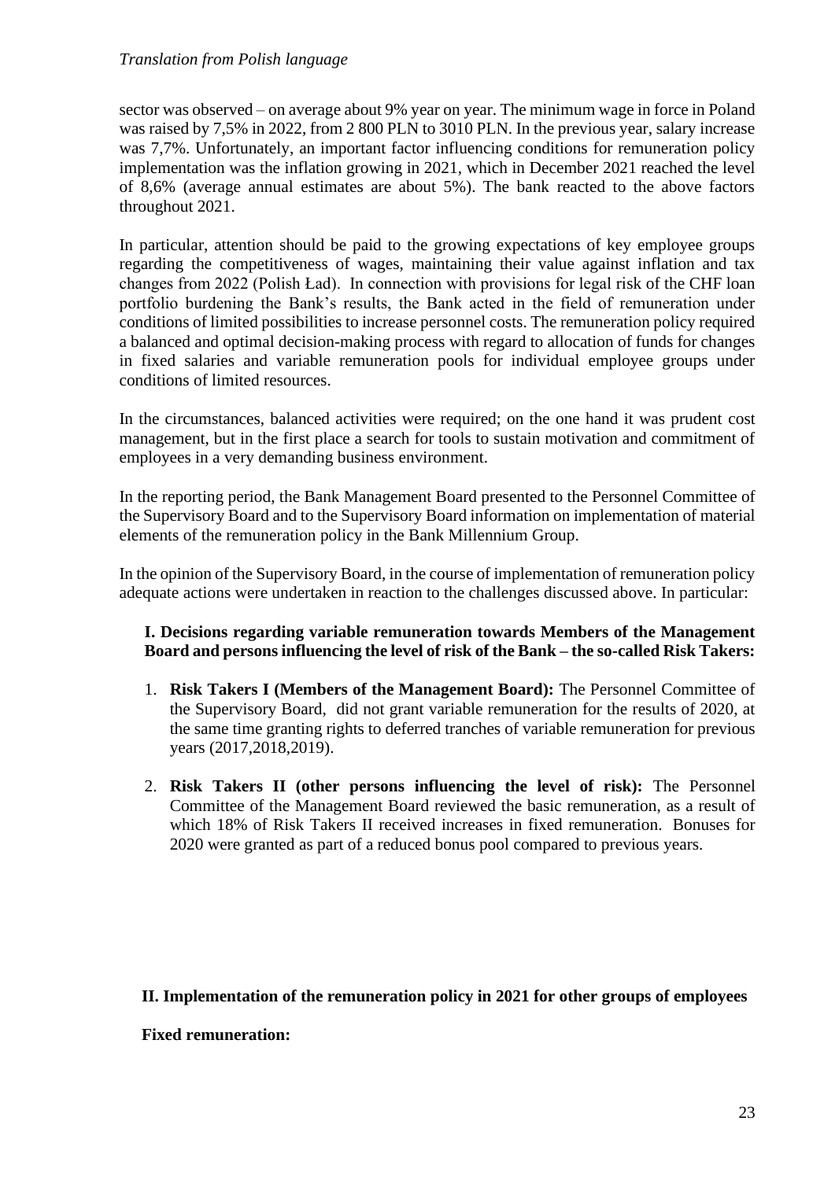sector was observed – on average about 9% year on year. The minimum wage in force in Poland was raised by 7,5% in 2022, from 2 800 PLN to 3010 PLN. In the previous year, salary increase was 7,7%. Unfortunately, an important factor influencing conditions for remuneration policy implementation was the inflation growing in 2021, which in December 2021 reached the level of 8,6% (average annual estimates are about 5%). The bank reacted to the above factors throughout 2021.

In particular, attention should be paid to the growing expectations of key employee groups regarding the competitiveness of wages, maintaining their value against inflation and tax changes from 2022 (Polish Ład). In connection with provisions for legal risk of the CHF loan portfolio burdening the Bank's results, the Bank acted in the field of remuneration under conditions of limited possibilities to increase personnel costs. The remuneration policy required a balanced and optimal decision-making process with regard to allocation of funds for changes in fixed salaries and variable remuneration pools for individual employee groups under conditions of limited resources.

In the circumstances, balanced activities were required; on the one hand it was prudent cost management, but in the first place a search for tools to sustain motivation and commitment of employees in a very demanding business environment.

In the reporting period, the Bank Management Board presented to the Personnel Committee of the Supervisory Board and to the Supervisory Board information on implementation of material elements of the remuneration policy in the Bank Millennium Group.

In the opinion of the Supervisory Board, in the course of implementation of remuneration policy adequate actions were undertaken in reaction to the challenges discussed above. In particular:

**I. Decisions regarding variable remuneration towards Members of the Management Board and persons influencing the level of risk of the Bank – the so-called Risk Takers:**

1. **Risk Takers I (Members of the Management Board):** The Personnel Committee of the Supervisory Board, did not grant variable remuneration for the results of 2020, at the same time granting rights to deferred tranches of variable remuneration for previous years (2017,2018,2019).
2. **Risk Takers II (other persons influencing the level of risk):** The Personnel Committee of the Management Board reviewed the basic remuneration, as a result of which 18% of Risk Takers II received increases in fixed remuneration. Bonuses for 2020 were granted as part of a reduced bonus pool compared to previous years.

**II. Implementation of the remuneration policy in 2021 for other groups of employees**

**Fixed remuneration:**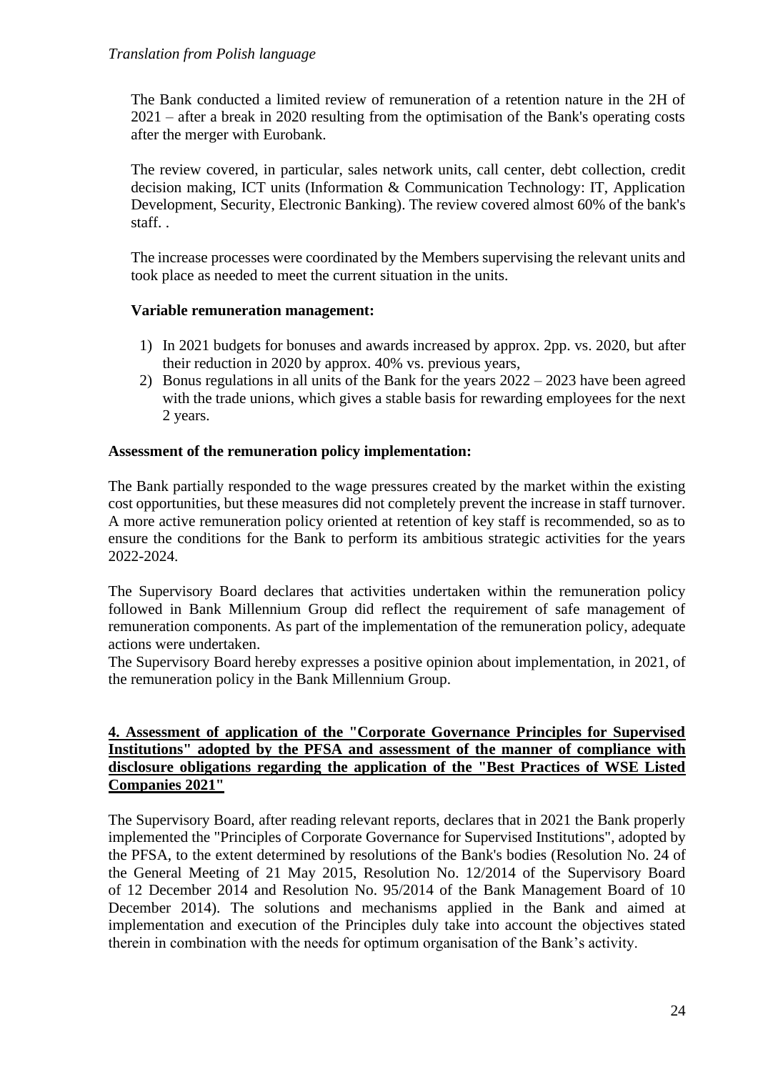The Bank conducted a limited review of remuneration of a retention nature in the 2H of 2021 – after a break in 2020 resulting from the optimisation of the Bank's operating costs after the merger with Eurobank.

The review covered, in particular, sales network units, call center, debt collection, credit decision making, ICT units (Information & Communication Technology: IT, Application Development, Security, Electronic Banking). The review covered almost 60% of the bank's staff. .

The increase processes were coordinated by the Members supervising the relevant units and took place as needed to meet the current situation in the units.

**Variable remuneration management:**

1) In 2021 budgets for bonuses and awards increased by approx. 2pp. vs. 2020, but after their reduction in 2020 by approx. 40% vs. previous years,
2) Bonus regulations in all units of the Bank for the years 2022 – 2023 have been agreed with the trade unions, which gives a stable basis for rewarding employees for the next 2 years.

**Assessment of the remuneration policy implementation:**

The Bank partially responded to the wage pressures created by the market within the existing cost opportunities, but these measures did not completely prevent the increase in staff turnover. A more active remuneration policy oriented at retention of key staff is recommended, so as to ensure the conditions for the Bank to perform its ambitious strategic activities for the years 2022-2024.

The Supervisory Board declares that activities undertaken within the remuneration policy followed in Bank Millennium Group did reflect the requirement of safe management of remuneration components. As part of the implementation of the remuneration policy, adequate actions were undertaken.
The Supervisory Board hereby expresses a positive opinion about implementation, in 2021, of the remuneration policy in the Bank Millennium Group.

## 4. Assessment of application of the "Corporate Governance Principles for Supervised Institutions" adopted by the PFSA and assessment of the manner of compliance with disclosure obligations regarding the application of the "Best Practices of WSE Listed Companies 2021"

The Supervisory Board, after reading relevant reports, declares that in 2021 the Bank properly implemented the "Principles of Corporate Governance for Supervised Institutions", adopted by the PFSA, to the extent determined by resolutions of the Bank's bodies (Resolution No. 24 of the General Meeting of 21 May 2015, Resolution No. 12/2014 of the Supervisory Board of 12 December 2014 and Resolution No. 95/2014 of the Bank Management Board of 10 December 2014). The solutions and mechanisms applied in the Bank and aimed at implementation and execution of the Principles duly take into account the objectives stated therein in combination with the needs for optimum organisation of the Bank's activity.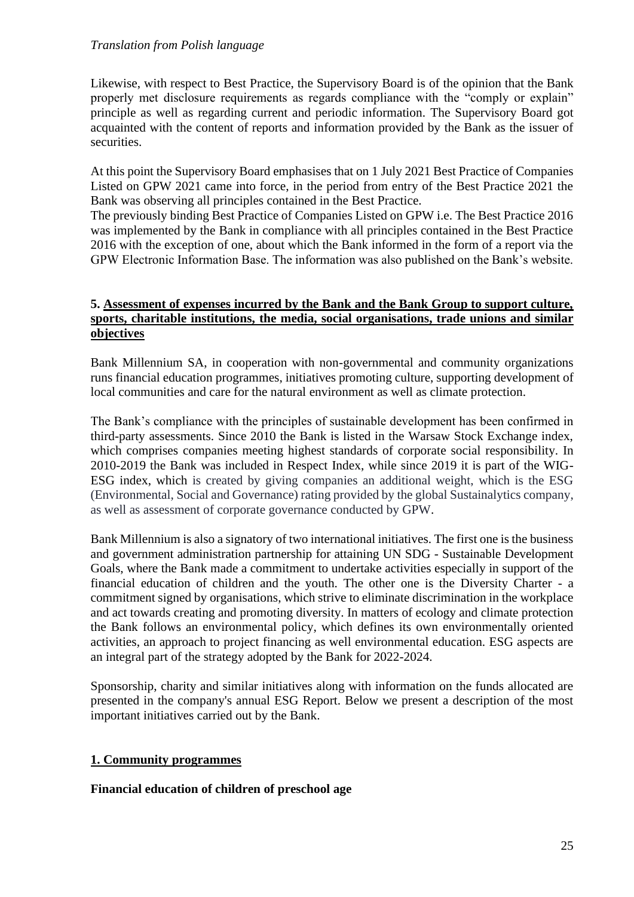*Translation from Polish language*

Likewise, with respect to Best Practice, the Supervisory Board is of the opinion that the Bank properly met disclosure requirements as regards compliance with the "comply or explain" principle as well as regarding current and periodic information. The Supervisory Board got acquainted with the content of reports and information provided by the Bank as the issuer of securities.

At this point the Supervisory Board emphasises that on 1 July 2021 Best Practice of Companies Listed on GPW 2021 came into force, in the period from entry of the Best Practice 2021 the Bank was observing all principles contained in the Best Practice.
The previously binding Best Practice of Companies Listed on GPW i.e. The Best Practice 2016 was implemented by the Bank in compliance with all principles contained in the Best Practice 2016 with the exception of one, about which the Bank informed in the form of a report via the GPW Electronic Information Base. The information was also published on the Bank's website.

## 5. Assessment of expenses incurred by the Bank and the Bank Group to support culture, sports, charitable institutions, the media, social organisations, trade unions and similar objectives

Bank Millennium SA, in cooperation with non-governmental and community organizations runs financial education programmes, initiatives promoting culture, supporting development of local communities and care for the natural environment as well as climate protection.

The Bank's compliance with the principles of sustainable development has been confirmed in third-party assessments. Since 2010 the Bank is listed in the Warsaw Stock Exchange index, which comprises companies meeting highest standards of corporate social responsibility. In 2010-2019 the Bank was included in Respect Index, while since 2019 it is part of the WIG-ESG index, which is created by giving companies an additional weight, which is the ESG (Environmental, Social and Governance) rating provided by the global Sustainalytics company, as well as assessment of corporate governance conducted by GPW.

Bank Millennium is also a signatory of two international initiatives. The first one is the business and government administration partnership for attaining UN SDG - Sustainable Development Goals, where the Bank made a commitment to undertake activities especially in support of the financial education of children and the youth. The other one is the Diversity Charter - a commitment signed by organisations, which strive to eliminate discrimination in the workplace and act towards creating and promoting diversity. In matters of ecology and climate protection the Bank follows an environmental policy, which defines its own environmentally oriented activities, an approach to project financing as well environmental education. ESG aspects are an integral part of the strategy adopted by the Bank for 2022-2024.

Sponsorship, charity and similar initiatives along with information on the funds allocated are presented in the company's annual ESG Report. Below we present a description of the most important initiatives carried out by the Bank.

### 1. Community programmes

**Financial education of children of preschool age**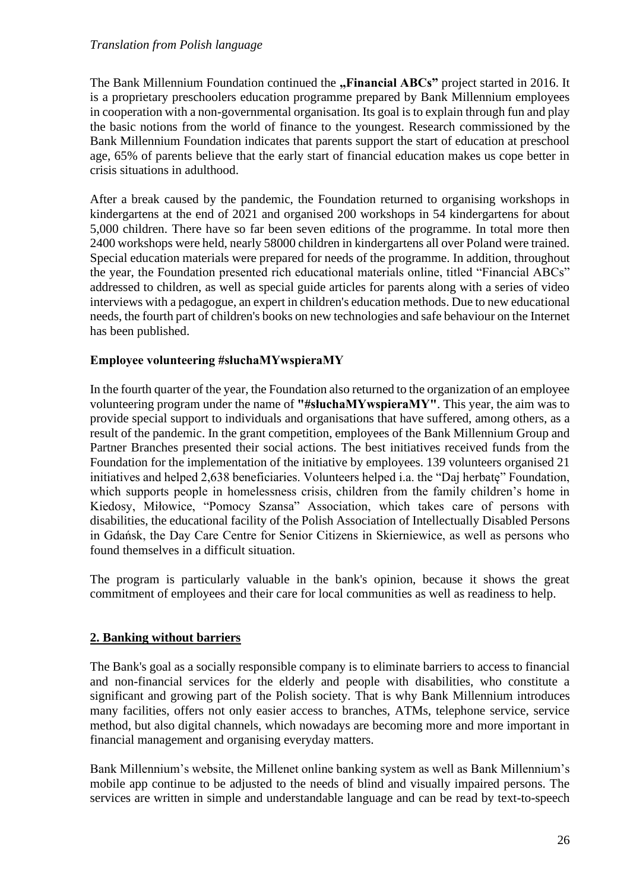*Translation from Polish language*

The Bank Millennium Foundation continued the **„Financial ABCs"** project started in 2016. It is a proprietary preschoolers education programme prepared by Bank Millennium employees in cooperation with a non-governmental organisation. Its goal is to explain through fun and play the basic notions from the world of finance to the youngest. Research commissioned by the Bank Millennium Foundation indicates that parents support the start of education at preschool age, 65% of parents believe that the early start of financial education makes us cope better in crisis situations in adulthood.

After a break caused by the pandemic, the Foundation returned to organising workshops in kindergartens at the end of 2021 and organised 200 workshops in 54 kindergartens for about 5,000 children. There have so far been seven editions of the programme. In total more then 2400 workshops were held, nearly 58000 children in kindergartens all over Poland were trained. Special education materials were prepared for needs of the programme. In addition, throughout the year, the Foundation presented rich educational materials online, titled "Financial ABCs" addressed to children, as well as special guide articles for parents along with a series of video interviews with a pedagogue, an expert in children's education methods. Due to new educational needs, the fourth part of children's books on new technologies and safe behaviour on the Internet has been published.

**Employee volunteering #słuchaMYwspieraMY**

In the fourth quarter of the year, the Foundation also returned to the organization of an employee volunteering program under the name of **"#słuchaMYwspieraMY"**. This year, the aim was to provide special support to individuals and organisations that have suffered, among others, as a result of the pandemic. In the grant competition, employees of the Bank Millennium Group and Partner Branches presented their social actions. The best initiatives received funds from the Foundation for the implementation of the initiative by employees. 139 volunteers organised 21 initiatives and helped 2,638 beneficiaries. Volunteers helped i.a. the "Daj herbatę" Foundation, which supports people in homelessness crisis, children from the family children's home in Kiedosy, Miłowice, "Pomocy Szansa" Association, which takes care of persons with disabilities, the educational facility of the Polish Association of Intellectually Disabled Persons in Gdańsk, the Day Care Centre for Senior Citizens in Skierniewice, as well as persons who found themselves in a difficult situation.

The program is particularly valuable in the bank's opinion, because it shows the great commitment of employees and their care for local communities as well as readiness to help.

## 2. Banking without barriers

The Bank's goal as a socially responsible company is to eliminate barriers to access to financial and non-financial services for the elderly and people with disabilities, who constitute a significant and growing part of the Polish society. That is why Bank Millennium introduces many facilities, offers not only easier access to branches, ATMs, telephone service, service method, but also digital channels, which nowadays are becoming more and more important in financial management and organising everyday matters.

Bank Millennium's website, the Millenet online banking system as well as Bank Millennium's mobile app continue to be adjusted to the needs of blind and visually impaired persons. The services are written in simple and understandable language and can be read by text-to-speech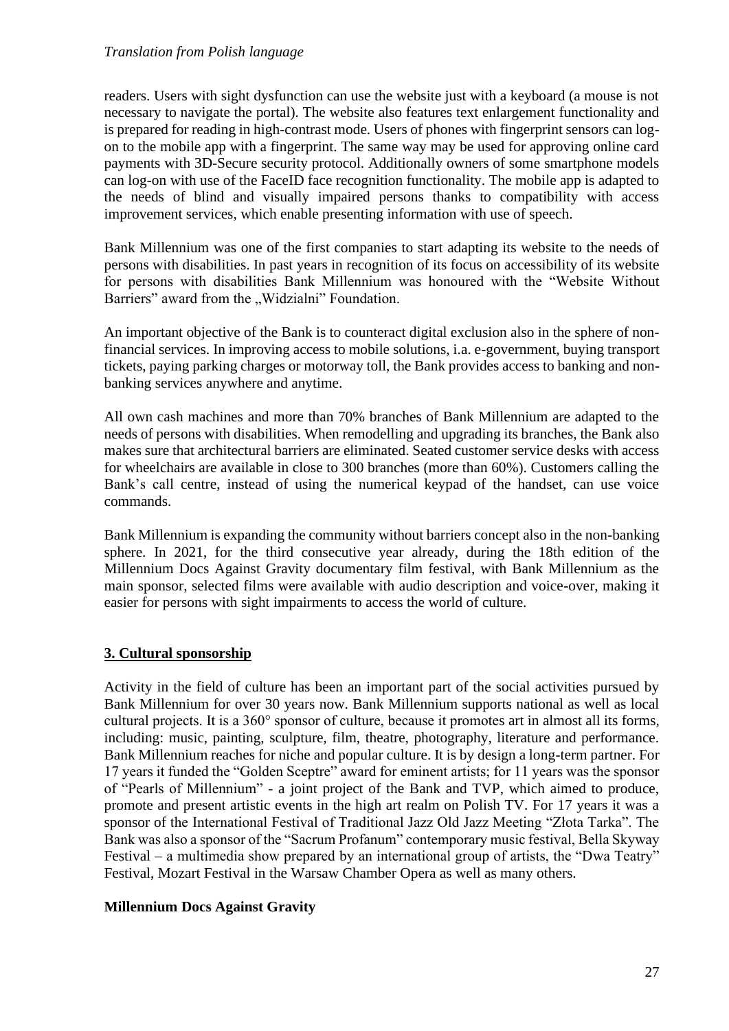readers. Users with sight dysfunction can use the website just with a keyboard (a mouse is not necessary to navigate the portal). The website also features text enlargement functionality and is prepared for reading in high-contrast mode. Users of phones with fingerprint sensors can log-on to the mobile app with a fingerprint. The same way may be used for approving online card payments with 3D-Secure security protocol. Additionally owners of some smartphone models can log-on with use of the FaceID face recognition functionality. The mobile app is adapted to the needs of blind and visually impaired persons thanks to compatibility with access improvement services, which enable presenting information with use of speech.

Bank Millennium was one of the first companies to start adapting its website to the needs of persons with disabilities. In past years in recognition of its focus on accessibility of its website for persons with disabilities Bank Millennium was honoured with the "Website Without Barriers" award from the „Widzialni" Foundation.

An important objective of the Bank is to counteract digital exclusion also in the sphere of non-financial services. In improving access to mobile solutions, i.a. e-government, buying transport tickets, paying parking charges or motorway toll, the Bank provides access to banking and non-banking services anywhere and anytime.

All own cash machines and more than 70% branches of Bank Millennium are adapted to the needs of persons with disabilities. When remodelling and upgrading its branches, the Bank also makes sure that architectural barriers are eliminated. Seated customer service desks with access for wheelchairs are available in close to 300 branches (more than 60%). Customers calling the Bank's call centre, instead of using the numerical keypad of the handset, can use voice commands.

Bank Millennium is expanding the community without barriers concept also in the non-banking sphere. In 2021, for the third consecutive year already, during the 18th edition of the Millennium Docs Against Gravity documentary film festival, with Bank Millennium as the main sponsor, selected films were available with audio description and voice-over, making it easier for persons with sight impairments to access the world of culture.

## 3. Cultural sponsorship

Activity in the field of culture has been an important part of the social activities pursued by Bank Millennium for over 30 years now. Bank Millennium supports national as well as local cultural projects. It is a 360° sponsor of culture, because it promotes art in almost all its forms, including: music, painting, sculpture, film, theatre, photography, literature and performance. Bank Millennium reaches for niche and popular culture. It is by design a long-term partner. For 17 years it funded the "Golden Sceptre" award for eminent artists; for 11 years was the sponsor of "Pearls of Millennium" - a joint project of the Bank and TVP, which aimed to produce, promote and present artistic events in the high art realm on Polish TV. For 17 years it was a sponsor of the International Festival of Traditional Jazz Old Jazz Meeting "Złota Tarka". The Bank was also a sponsor of the "Sacrum Profanum" contemporary music festival, Bella Skyway Festival – a multimedia show prepared by an international group of artists, the "Dwa Teatry" Festival, Mozart Festival in the Warsaw Chamber Opera as well as many others.

### Millennium Docs Against Gravity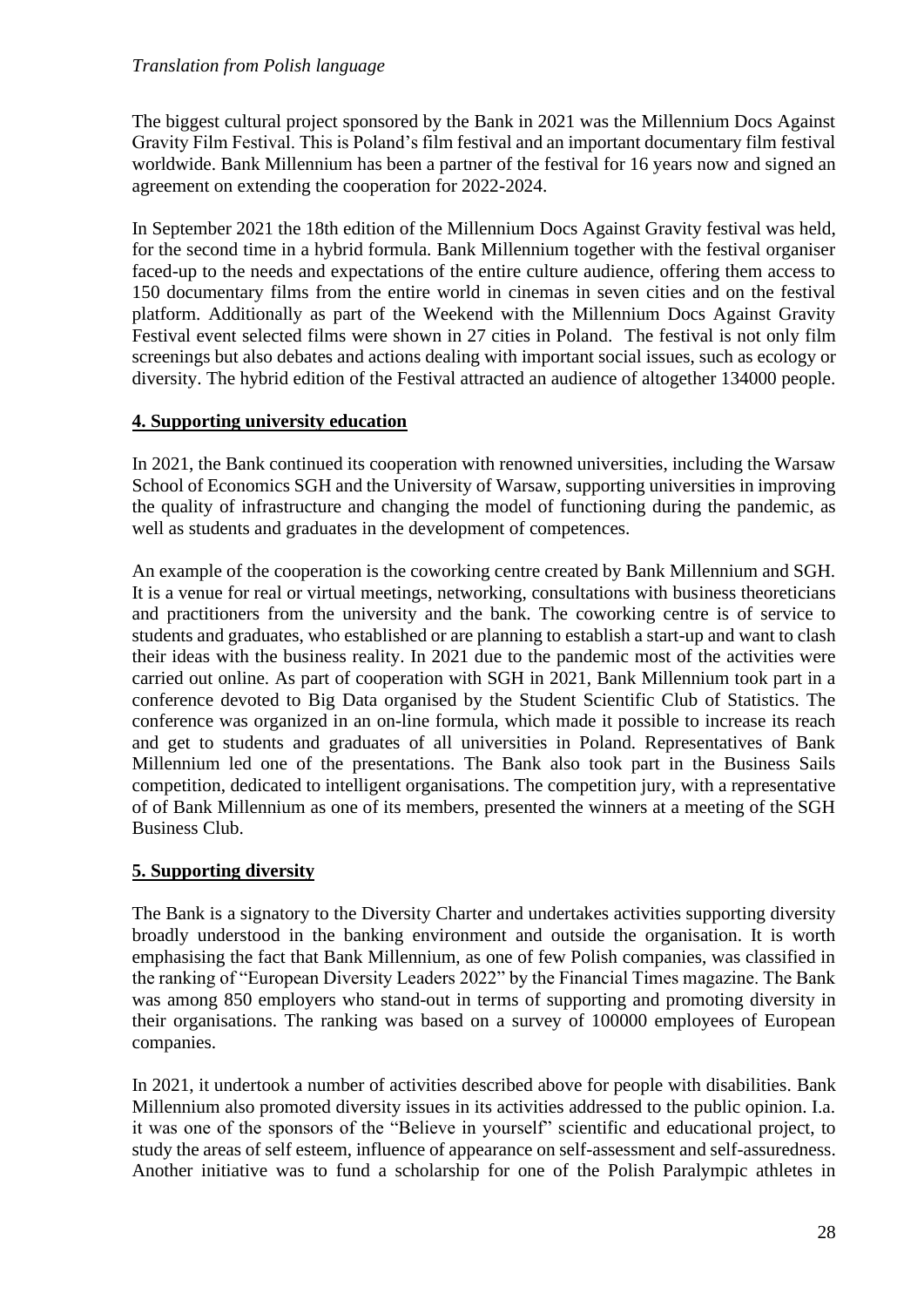*Translation from Polish language*

The biggest cultural project sponsored by the Bank in 2021 was the Millennium Docs Against Gravity Film Festival. This is Poland's film festival and an important documentary film festival worldwide. Bank Millennium has been a partner of the festival for 16 years now and signed an agreement on extending the cooperation for 2022-2024.

In September 2021 the 18th edition of the Millennium Docs Against Gravity festival was held, for the second time in a hybrid formula. Bank Millennium together with the festival organiser faced-up to the needs and expectations of the entire culture audience, offering them access to 150 documentary films from the entire world in cinemas in seven cities and on the festival platform. Additionally as part of the Weekend with the Millennium Docs Against Gravity Festival event selected films were shown in 27 cities in Poland. The festival is not only film screenings but also debates and actions dealing with important social issues, such as ecology or diversity. The hybrid edition of the Festival attracted an audience of altogether 134000 people.

**4. Supporting university education**

In 2021, the Bank continued its cooperation with renowned universities, including the Warsaw School of Economics SGH and the University of Warsaw, supporting universities in improving the quality of infrastructure and changing the model of functioning during the pandemic, as well as students and graduates in the development of competences.

An example of the cooperation is the coworking centre created by Bank Millennium and SGH. It is a venue for real or virtual meetings, networking, consultations with business theoreticians and practitioners from the university and the bank. The coworking centre is of service to students and graduates, who established or are planning to establish a start-up and want to clash their ideas with the business reality. In 2021 due to the pandemic most of the activities were carried out online. As part of cooperation with SGH in 2021, Bank Millennium took part in a conference devoted to Big Data organised by the Student Scientific Club of Statistics. The conference was organized in an on-line formula, which made it possible to increase its reach and get to students and graduates of all universities in Poland. Representatives of Bank Millennium led one of the presentations. The Bank also took part in the Business Sails competition, dedicated to intelligent organisations. The competition jury, with a representative of of Bank Millennium as one of its members, presented the winners at a meeting of the SGH Business Club.

**5. Supporting diversity**

The Bank is a signatory to the Diversity Charter and undertakes activities supporting diversity broadly understood in the banking environment and outside the organisation. It is worth emphasising the fact that Bank Millennium, as one of few Polish companies, was classified in the ranking of "European Diversity Leaders 2022" by the Financial Times magazine. The Bank was among 850 employers who stand-out in terms of supporting and promoting diversity in their organisations. The ranking was based on a survey of 100000 employees of European companies.

In 2021, it undertook a number of activities described above for people with disabilities. Bank Millennium also promoted diversity issues in its activities addressed to the public opinion. I.a. it was one of the sponsors of the "Believe in yourself" scientific and educational project, to study the areas of self esteem, influence of appearance on self-assessment and self-assuredness. Another initiative was to fund a scholarship for one of the Polish Paralympic athletes in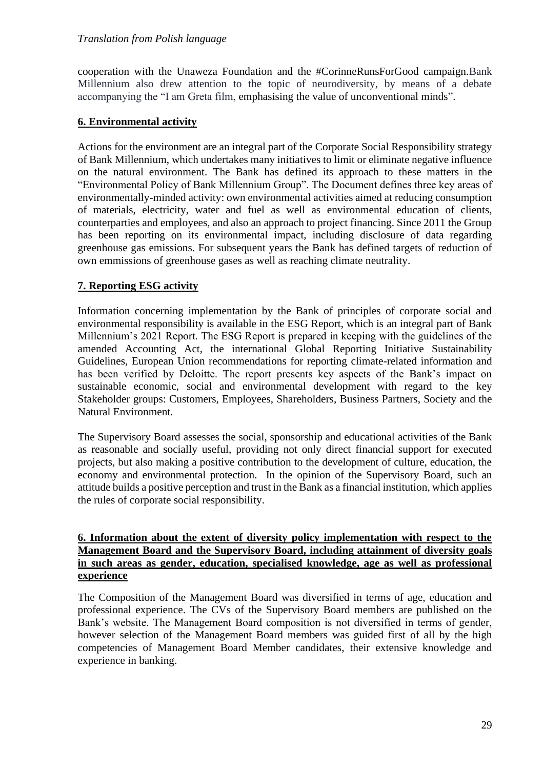cooperation with the Unaweza Foundation and the #CorinneRunsForGood campaign.Bank Millennium also drew attention to the topic of neurodiversity, by means of a debate accompanying the "I am Greta film, emphasising the value of unconventional minds".

**6. Environmental activity**

Actions for the environment are an integral part of the Corporate Social Responsibility strategy of Bank Millennium, which undertakes many initiatives to limit or eliminate negative influence on the natural environment. The Bank has defined its approach to these matters in the "Environmental Policy of Bank Millennium Group". The Document defines three key areas of environmentally-minded activity: own environmental activities aimed at reducing consumption of materials, electricity, water and fuel as well as environmental education of clients, counterparties and employees, and also an approach to project financing. Since 2011 the Group has been reporting on its environmental impact, including disclosure of data regarding greenhouse gas emissions. For subsequent years the Bank has defined targets of reduction of own emmissions of greenhouse gases as well as reaching climate neutrality.

**7. Reporting ESG activity**

Information concerning implementation by the Bank of principles of corporate social and environmental responsibility is available in the ESG Report, which is an integral part of Bank Millennium's 2021 Report. The ESG Report is prepared in keeping with the guidelines of the amended Accounting Act, the international Global Reporting Initiative Sustainability Guidelines, European Union recommendations for reporting climate-related information and has been verified by Deloitte. The report presents key aspects of the Bank's impact on sustainable economic, social and environmental development with regard to the key Stakeholder groups: Customers, Employees, Shareholders, Business Partners, Society and the Natural Environment.

The Supervisory Board assesses the social, sponsorship and educational activities of the Bank as reasonable and socially useful, providing not only direct financial support for executed projects, but also making a positive contribution to the development of culture, education, the economy and environmental protection. In the opinion of the Supervisory Board, such an attitude builds a positive perception and trust in the Bank as a financial institution, which applies the rules of corporate social responsibility.

## 6. Information about the extent of diversity policy implementation with respect to the Management Board and the Supervisory Board, including attainment of diversity goals in such areas as gender, education, specialised knowledge, age as well as professional experience

The Composition of the Management Board was diversified in terms of age, education and professional experience. The CVs of the Supervisory Board members are published on the Bank's website. The Management Board composition is not diversified in terms of gender, however selection of the Management Board members was guided first of all by the high competencies of Management Board Member candidates, their extensive knowledge and experience in banking.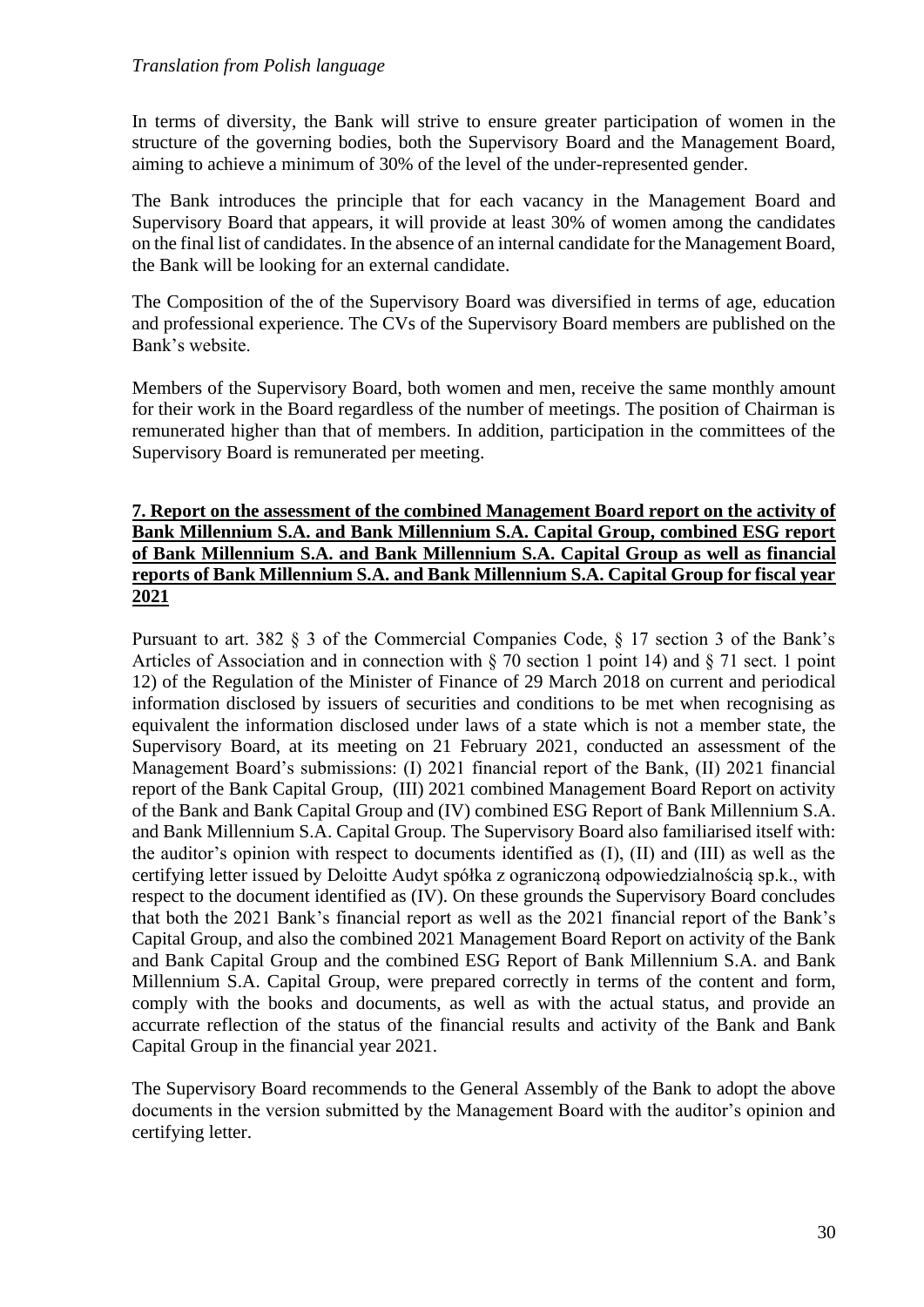*Translation from Polish language*

In terms of diversity, the Bank will strive to ensure greater participation of women in the structure of the governing bodies, both the Supervisory Board and the Management Board, aiming to achieve a minimum of 30% of the level of the under-represented gender.

The Bank introduces the principle that for each vacancy in the Management Board and Supervisory Board that appears, it will provide at least 30% of women among the candidates on the final list of candidates. In the absence of an internal candidate for the Management Board, the Bank will be looking for an external candidate.

The Composition of the of the Supervisory Board was diversified in terms of age, education and professional experience. The CVs of the Supervisory Board members are published on the Bank's website.

Members of the Supervisory Board, both women and men, receive the same monthly amount for their work in the Board regardless of the number of meetings. The position of Chairman is remunerated higher than that of members. In addition, participation in the committees of the Supervisory Board is remunerated per meeting.

## 7. Report on the assessment of the combined Management Board report on the activity of Bank Millennium S.A. and Bank Millennium S.A. Capital Group, combined ESG report of Bank Millennium S.A. and Bank Millennium S.A. Capital Group as well as financial reports of Bank Millennium S.A. and Bank Millennium S.A. Capital Group for fiscal year 2021

Pursuant to art. 382 § 3 of the Commercial Companies Code, § 17 section 3 of the Bank's Articles of Association and in connection with § 70 section 1 point 14) and § 71 sect. 1 point 12) of the Regulation of the Minister of Finance of 29 March 2018 on current and periodical information disclosed by issuers of securities and conditions to be met when recognising as equivalent the information disclosed under laws of a state which is not a member state, the Supervisory Board, at its meeting on 21 February 2021, conducted an assessment of the Management Board's submissions: (I) 2021 financial report of the Bank, (II) 2021 financial report of the Bank Capital Group, (III) 2021 combined Management Board Report on activity of the Bank and Bank Capital Group and (IV) combined ESG Report of Bank Millennium S.A. and Bank Millennium S.A. Capital Group. The Supervisory Board also familiarised itself with: the auditor's opinion with respect to documents identified as (I), (II) and (III) as well as the certifying letter issued by Deloitte Audyt spółka z ograniczoną odpowiedzialnością sp.k., with respect to the document identified as (IV). On these grounds the Supervisory Board concludes that both the 2021 Bank's financial report as well as the 2021 financial report of the Bank's Capital Group, and also the combined 2021 Management Board Report on activity of the Bank and Bank Capital Group and the combined ESG Report of Bank Millennium S.A. and Bank Millennium S.A. Capital Group, were prepared correctly in terms of the content and form, comply with the books and documents, as well as with the actual status, and provide an accurrate reflection of the status of the financial results and activity of the Bank and Bank Capital Group in the financial year 2021.

The Supervisory Board recommends to the General Assembly of the Bank to adopt the above documents in the version submitted by the Management Board with the auditor's opinion and certifying letter.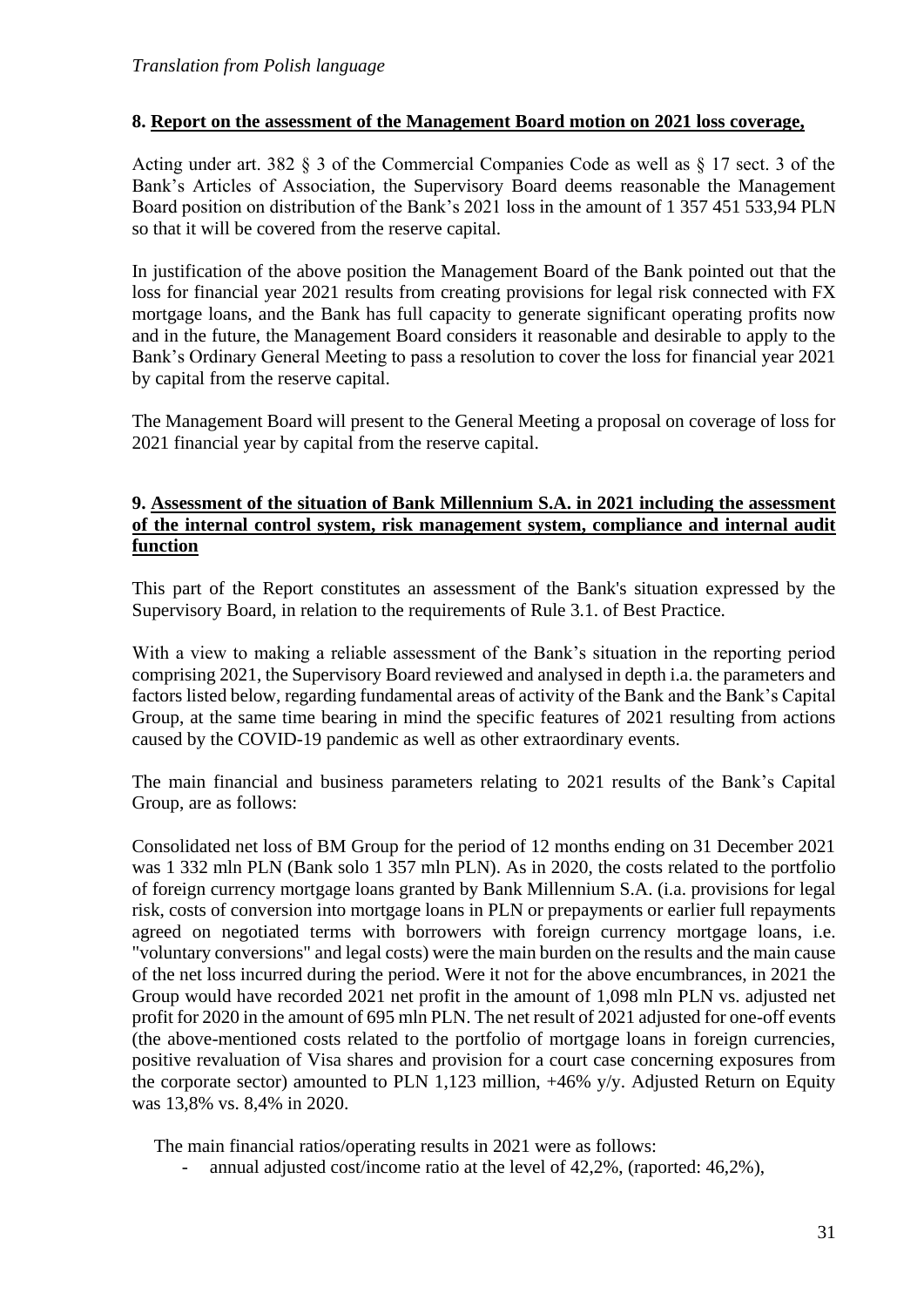*Translation from Polish language*

## 8. Report on the assessment of the Management Board motion on 2021 loss coverage,

Acting under art. 382 § 3 of the Commercial Companies Code as well as § 17 sect. 3 of the Bank's Articles of Association, the Supervisory Board deems reasonable the Management Board position on distribution of the Bank's 2021 loss in the amount of 1 357 451 533,94 PLN so that it will be covered from the reserve capital.

In justification of the above position the Management Board of the Bank pointed out that the loss for financial year 2021 results from creating provisions for legal risk connected with FX mortgage loans, and the Bank has full capacity to generate significant operating profits now and in the future, the Management Board considers it reasonable and desirable to apply to the Bank's Ordinary General Meeting to pass a resolution to cover the loss for financial year 2021 by capital from the reserve capital.

The Management Board will present to the General Meeting a proposal on coverage of loss for 2021 financial year by capital from the reserve capital.

## 9. Assessment of the situation of Bank Millennium S.A. in 2021 including the assessment of the internal control system, risk management system, compliance and internal audit function

This part of the Report constitutes an assessment of the Bank's situation expressed by the Supervisory Board, in relation to the requirements of Rule 3.1. of Best Practice.

With a view to making a reliable assessment of the Bank's situation in the reporting period comprising 2021, the Supervisory Board reviewed and analysed in depth i.a. the parameters and factors listed below, regarding fundamental areas of activity of the Bank and the Bank's Capital Group, at the same time bearing in mind the specific features of 2021 resulting from actions caused by the COVID-19 pandemic as well as other extraordinary events.

The main financial and business parameters relating to 2021 results of the Bank's Capital Group, are as follows:

Consolidated net loss of BM Group for the period of 12 months ending on 31 December 2021 was 1 332 mln PLN (Bank solo 1 357 mln PLN). As in 2020, the costs related to the portfolio of foreign currency mortgage loans granted by Bank Millennium S.A. (i.a. provisions for legal risk, costs of conversion into mortgage loans in PLN or prepayments or earlier full repayments agreed on negotiated terms with borrowers with foreign currency mortgage loans, i.e. "voluntary conversions" and legal costs) were the main burden on the results and the main cause of the net loss incurred during the period. Were it not for the above encumbrances, in 2021 the Group would have recorded 2021 net profit in the amount of 1,098 mln PLN vs. adjusted net profit for 2020 in the amount of 695 mln PLN. The net result of 2021 adjusted for one-off events (the above-mentioned costs related to the portfolio of mortgage loans in foreign currencies, positive revaluation of Visa shares and provision for a court case concerning exposures from the corporate sector) amounted to PLN 1,123 million, +46% y/y. Adjusted Return on Equity was 13,8% vs. 8,4% in 2020.

The main financial ratios/operating results in 2021 were as follows:

- annual adjusted cost/income ratio at the level of 42,2%, (raported: 46,2%),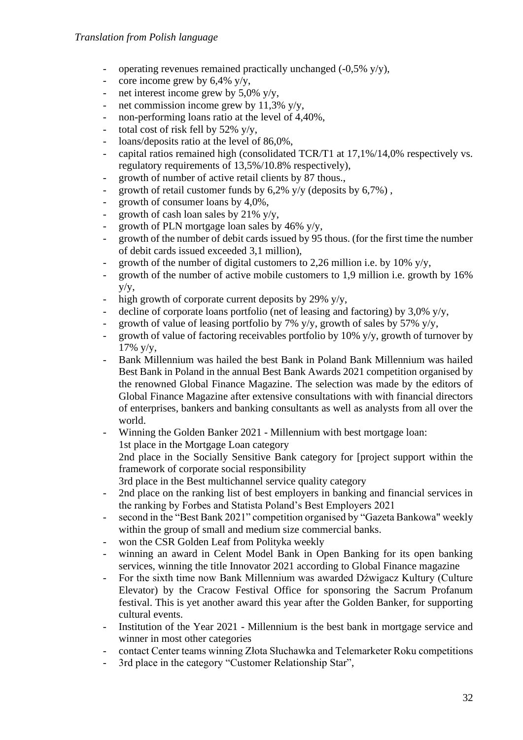*Translation from Polish language*

- operating revenues remained practically unchanged (-0,5% y/y),
- core income grew by 6,4% y/y,
- net interest income grew by 5,0% y/y,
- net commission income grew by 11,3% y/y,
- non-performing loans ratio at the level of 4,40%,
- total cost of risk fell by 52% y/y,
- loans/deposits ratio at the level of 86,0%,
- capital ratios remained high (consolidated TCR/T1 at 17,1%/14,0% respectively vs. regulatory requirements of 13,5%/10.8% respectively),
- growth of number of active retail clients by 87 thous.,
- growth of retail customer funds by 6,2% y/y (deposits by 6,7%) ,
- growth of consumer loans by 4,0%,
- growth of cash loan sales by 21% y/y,
- growth of PLN mortgage loan sales by 46% y/y,
- growth of the number of debit cards issued by 95 thous. (for the first time the number of debit cards issued exceeded 3,1 million),
- growth of the number of digital customers to 2,26 million i.e. by 10% y/y,
- growth of the number of active mobile customers to 1,9 million i.e. growth by 16% y/y,
- high growth of corporate current deposits by 29% y/y,
- decline of corporate loans portfolio (net of leasing and factoring) by 3,0% y/y,
- growth of value of leasing portfolio by 7% y/y, growth of sales by 57% y/y,
- growth of value of factoring receivables portfolio by 10% y/y, growth of turnover by 17% y/y,
- Bank Millennium was hailed the best Bank in Poland Bank Millennium was hailed Best Bank in Poland in the annual Best Bank Awards 2021 competition organised by the renowned Global Finance Magazine. The selection was made by the editors of Global Finance Magazine after extensive consultations with with financial directors of enterprises, bankers and banking consultants as well as analysts from all over the world.
- Winning the Golden Banker 2021 - Millennium with best mortgage loan:
  1st place in the Mortgage Loan category
  2nd place in the Socially Sensitive Bank category for [project support within the framework of corporate social responsibility
  3rd place in the Best multichannel service quality category
- 2nd place on the ranking list of best employers in banking and financial services in the ranking by Forbes and Statista Poland's Best Employers 2021
- second in the "Best Bank 2021" competition organised by "Gazeta Bankowa" weekly within the group of small and medium size commercial banks.
- won the CSR Golden Leaf from Polityka weekly
- winning an award in Celent Model Bank in Open Banking for its open banking services, winning the title Innovator 2021 according to Global Finance magazine
- For the sixth time now Bank Millennium was awarded Dźwigacz Kultury (Culture Elevator) by the Cracow Festival Office for sponsoring the Sacrum Profanum festival. This is yet another award this year after the Golden Banker, for supporting cultural events.
- Institution of the Year 2021 - Millennium is the best bank in mortgage service and winner in most other categories
- contact Center teams winning Złota Słuchawka and Telemarketer Roku competitions
- 3rd place in the category "Customer Relationship Star",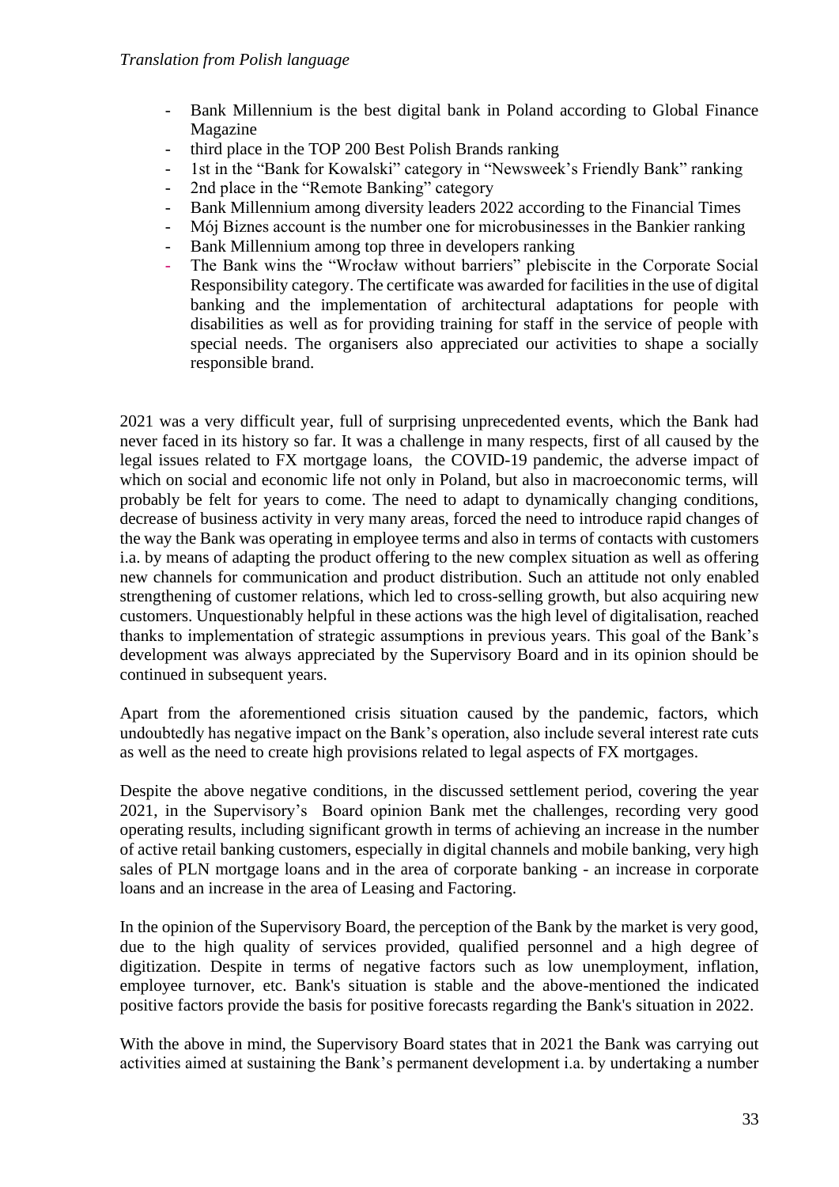*Translation from Polish language*

- Bank Millennium is the best digital bank in Poland according to Global Finance Magazine
- third place in the TOP 200 Best Polish Brands ranking
- 1st in the "Bank for Kowalski" category in "Newsweek's Friendly Bank" ranking
- 2nd place in the "Remote Banking" category
- Bank Millennium among diversity leaders 2022 according to the Financial Times
- Mój Biznes account is the number one for microbusinesses in the Bankier ranking
- Bank Millennium among top three in developers ranking
- The Bank wins the "Wrocław without barriers" plebiscite in the Corporate Social Responsibility category. The certificate was awarded for facilities in the use of digital banking and the implementation of architectural adaptations for people with disabilities as well as for providing training for staff in the service of people with special needs. The organisers also appreciated our activities to shape a socially responsible brand.

2021 was a very difficult year, full of surprising unprecedented events, which the Bank had never faced in its history so far. It was a challenge in many respects, first of all caused by the legal issues related to FX mortgage loans, the COVID-19 pandemic, the adverse impact of which on social and economic life not only in Poland, but also in macroeconomic terms, will probably be felt for years to come. The need to adapt to dynamically changing conditions, decrease of business activity in very many areas, forced the need to introduce rapid changes of the way the Bank was operating in employee terms and also in terms of contacts with customers i.a. by means of adapting the product offering to the new complex situation as well as offering new channels for communication and product distribution. Such an attitude not only enabled strengthening of customer relations, which led to cross-selling growth, but also acquiring new customers. Unquestionably helpful in these actions was the high level of digitalisation, reached thanks to implementation of strategic assumptions in previous years. This goal of the Bank's development was always appreciated by the Supervisory Board and in its opinion should be continued in subsequent years.

Apart from the aforementioned crisis situation caused by the pandemic, factors, which undoubtedly has negative impact on the Bank's operation, also include several interest rate cuts as well as the need to create high provisions related to legal aspects of FX mortgages.

Despite the above negative conditions, in the discussed settlement period, covering the year 2021, in the Supervisory's Board opinion Bank met the challenges, recording very good operating results, including significant growth in terms of achieving an increase in the number of active retail banking customers, especially in digital channels and mobile banking, very high sales of PLN mortgage loans and in the area of corporate banking - an increase in corporate loans and an increase in the area of Leasing and Factoring.

In the opinion of the Supervisory Board, the perception of the Bank by the market is very good, due to the high quality of services provided, qualified personnel and a high degree of digitization. Despite in terms of negative factors such as low unemployment, inflation, employee turnover, etc. Bank's situation is stable and the above-mentioned the indicated positive factors provide the basis for positive forecasts regarding the Bank's situation in 2022.

With the above in mind, the Supervisory Board states that in 2021 the Bank was carrying out activities aimed at sustaining the Bank's permanent development i.a. by undertaking a number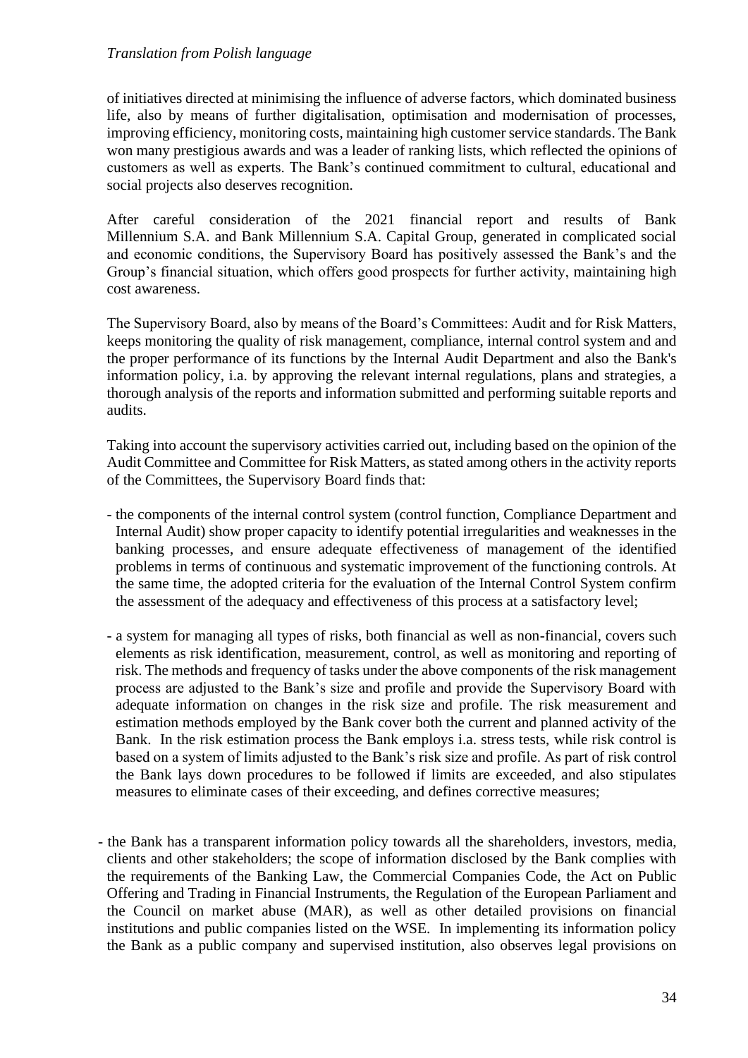*Translation from Polish language*

of initiatives directed at minimising the influence of adverse factors, which dominated business life, also by means of further digitalisation, optimisation and modernisation of processes, improving efficiency, monitoring costs, maintaining high customer service standards. The Bank won many prestigious awards and was a leader of ranking lists, which reflected the opinions of customers as well as experts. The Bank's continued commitment to cultural, educational and social projects also deserves recognition.

After careful consideration of the 2021 financial report and results of Bank Millennium S.A. and Bank Millennium S.A. Capital Group, generated in complicated social and economic conditions, the Supervisory Board has positively assessed the Bank's and the Group's financial situation, which offers good prospects for further activity, maintaining high cost awareness.

The Supervisory Board, also by means of the Board's Committees: Audit and for Risk Matters, keeps monitoring the quality of risk management, compliance, internal control system and and the proper performance of its functions by the Internal Audit Department and also the Bank's information policy, i.a. by approving the relevant internal regulations, plans and strategies, a thorough analysis of the reports and information submitted and performing suitable reports and audits.

Taking into account the supervisory activities carried out, including based on the opinion of the Audit Committee and Committee for Risk Matters, as stated among others in the activity reports of the Committees, the Supervisory Board finds that:

- the components of the internal control system (control function, Compliance Department and Internal Audit) show proper capacity to identify potential irregularities and weaknesses in the banking processes, and ensure adequate effectiveness of management of the identified problems in terms of continuous and systematic improvement of the functioning controls. At the same time, the adopted criteria for the evaluation of the Internal Control System confirm the assessment of the adequacy and effectiveness of this process at a satisfactory level;

- a system for managing all types of risks, both financial as well as non-financial, covers such elements as risk identification, measurement, control, as well as monitoring and reporting of risk. The methods and frequency of tasks under the above components of the risk management process are adjusted to the Bank's size and profile and provide the Supervisory Board with adequate information on changes in the risk size and profile. The risk measurement and estimation methods employed by the Bank cover both the current and planned activity of the Bank. In the risk estimation process the Bank employs i.a. stress tests, while risk control is based on a system of limits adjusted to the Bank's risk size and profile. As part of risk control the Bank lays down procedures to be followed if limits are exceeded, and also stipulates measures to eliminate cases of their exceeding, and defines corrective measures;

- the Bank has a transparent information policy towards all the shareholders, investors, media, clients and other stakeholders; the scope of information disclosed by the Bank complies with the requirements of the Banking Law, the Commercial Companies Code, the Act on Public Offering and Trading in Financial Instruments, the Regulation of the European Parliament and the Council on market abuse (MAR), as well as other detailed provisions on financial institutions and public companies listed on the WSE. In implementing its information policy the Bank as a public company and supervised institution, also observes legal provisions on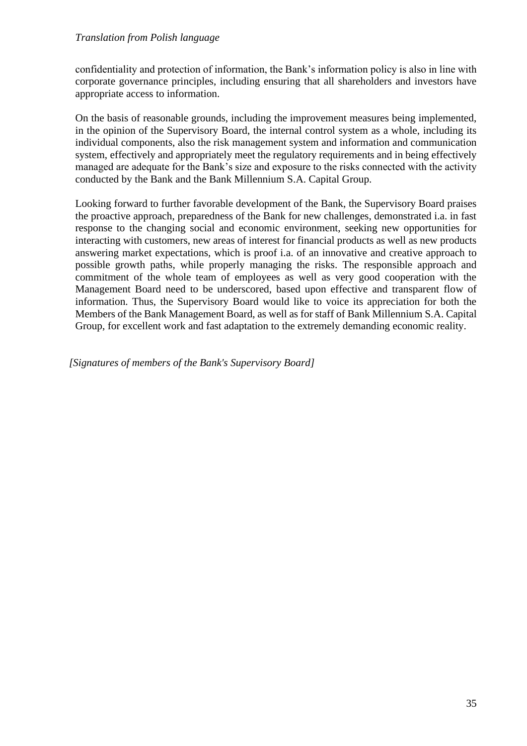*Translation from Polish language*

confidentiality and protection of information, the Bank's information policy is also in line with corporate governance principles, including ensuring that all shareholders and investors have appropriate access to information.

On the basis of reasonable grounds, including the improvement measures being implemented, in the opinion of the Supervisory Board, the internal control system as a whole, including its individual components, also the risk management system and information and communication system, effectively and appropriately meet the regulatory requirements and in being effectively managed are adequate for the Bank's size and exposure to the risks connected with the activity conducted by the Bank and the Bank Millennium S.A. Capital Group.

Looking forward to further favorable development of the Bank, the Supervisory Board praises the proactive approach, preparedness of the Bank for new challenges, demonstrated i.a. in fast response to the changing social and economic environment, seeking new opportunities for interacting with customers, new areas of interest for financial products as well as new products answering market expectations, which is proof i.a. of an innovative and creative approach to possible growth paths, while properly managing the risks. The responsible approach and commitment of the whole team of employees as well as very good cooperation with the Management Board need to be underscored, based upon effective and transparent flow of information. Thus, the Supervisory Board would like to voice its appreciation for both the Members of the Bank Management Board, as well as for staff of Bank Millennium S.A. Capital Group, for excellent work and fast adaptation to the extremely demanding economic reality.

*[Signatures of members of the Bank's Supervisory Board]*